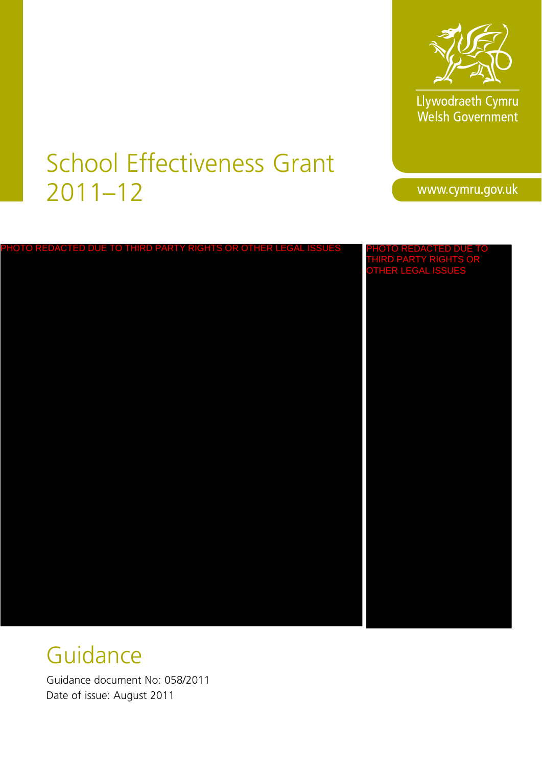Llywodraeth Cymru
Welsh Government

www.cymru.gov.uk

# School Effectiveness Grant 2011–12

PHOTO REDACTED DUE TO THIRD PARTY RIGHTS OR OTHER LEGAL ISSUES

PHOTO REDACTED DUE TO THIRD PARTY RIGHTS OR OTHER LEGAL ISSUES

## Guidance

Guidance document No: 058/2011
Date of issue: August 2011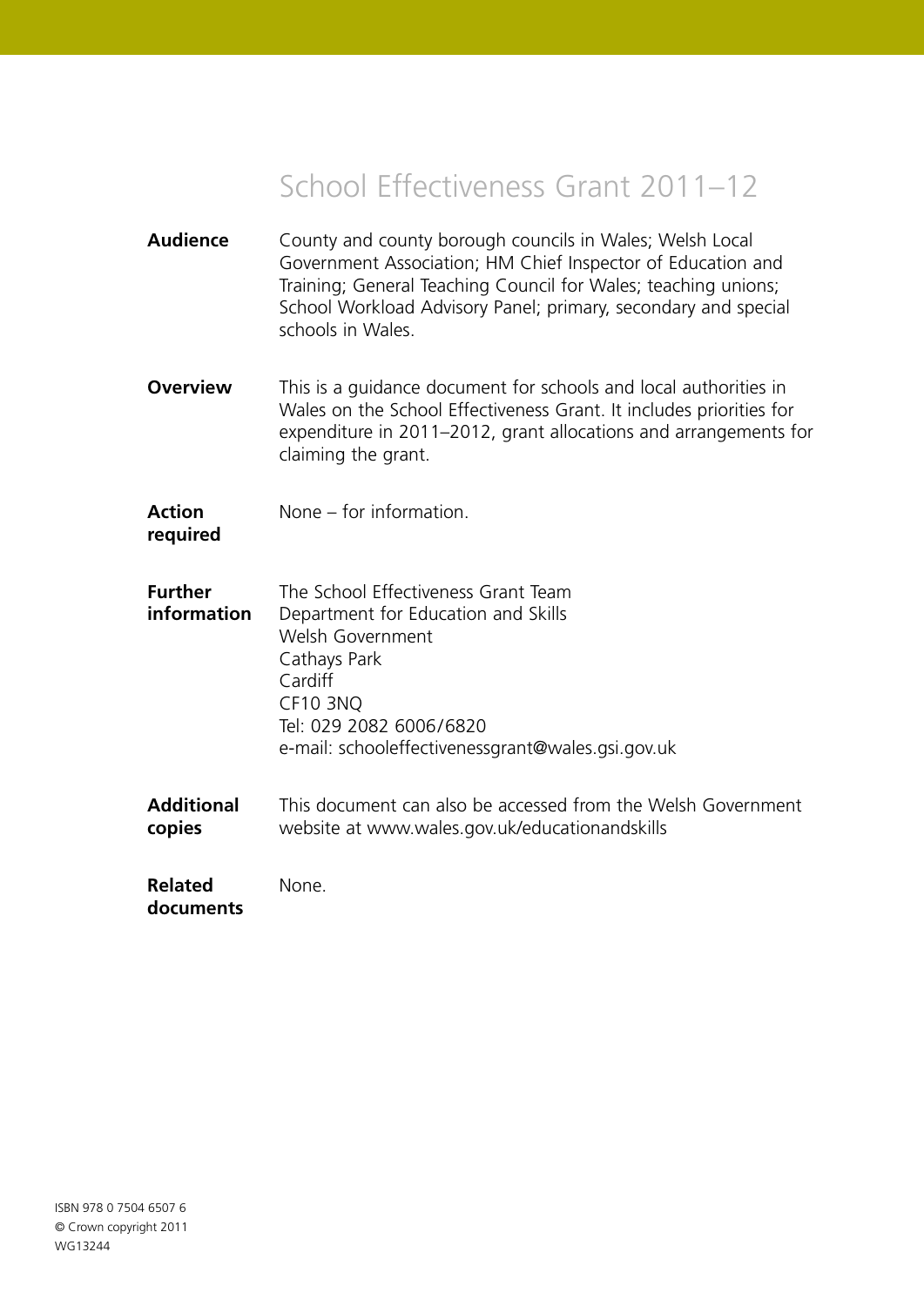# School Effectiveness Grant 2011–12

**Audience** County and county borough councils in Wales; Welsh Local Government Association; HM Chief Inspector of Education and Training; General Teaching Council for Wales; teaching unions; School Workload Advisory Panel; primary, secondary and special schools in Wales.

**Overview** This is a guidance document for schools and local authorities in Wales on the School Effectiveness Grant. It includes priorities for expenditure in 2011–2012, grant allocations and arrangements for claiming the grant.

**Action required** None – for information.

**Further information** The School Effectiveness Grant Team
Department for Education and Skills
Welsh Government
Cathays Park
Cardiff
CF10 3NQ
Tel: 029 2082 6006/6820
e-mail: schooleffectivenessgrant@wales.gsi.gov.uk

**Additional copies** This document can also be accessed from the Welsh Government website at www.wales.gov.uk/educationandskills

**Related documents** None.

ISBN 978 0 7504 6507 6
© Crown copyright 2011
WG13244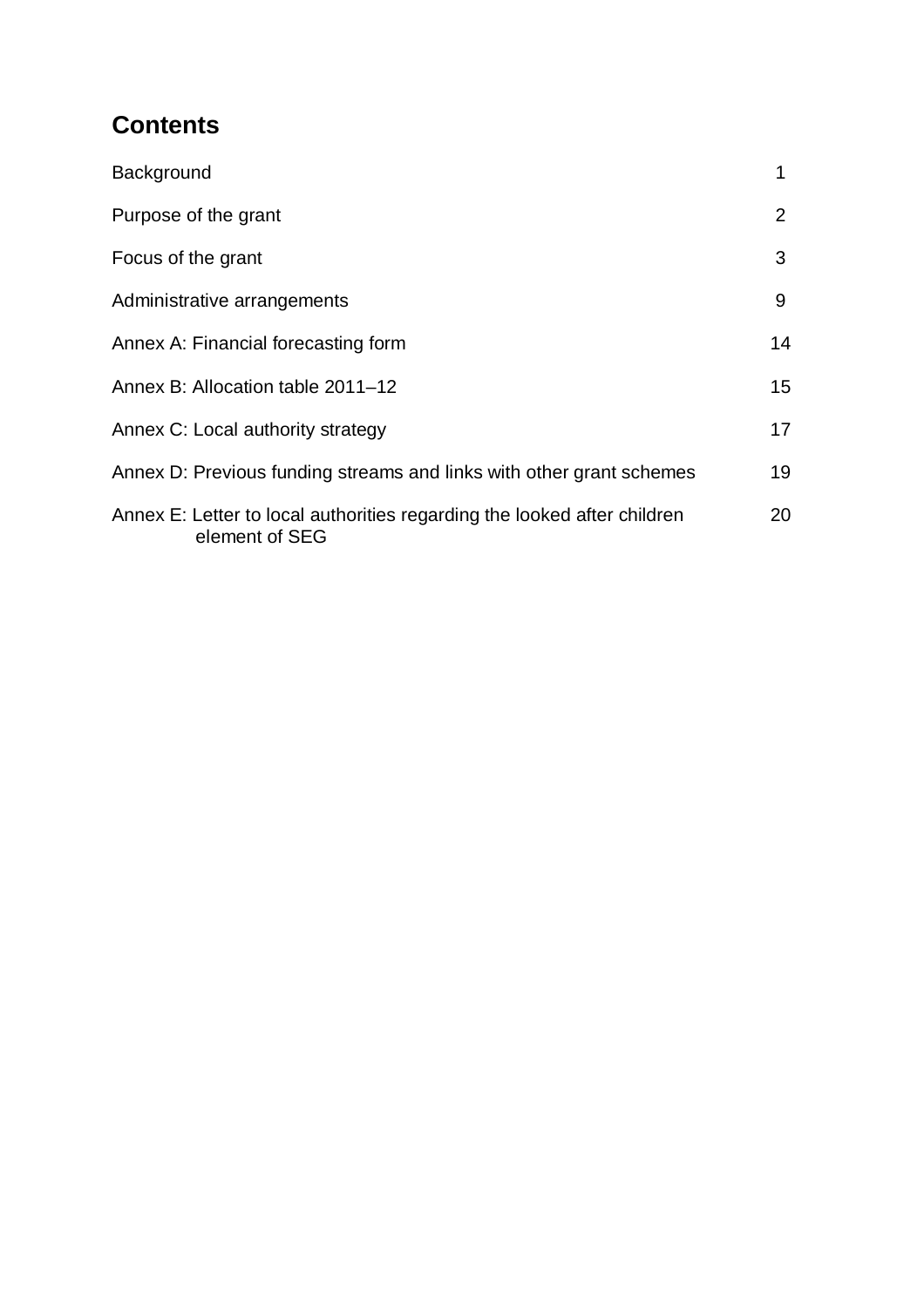## Contents

| | |
|---|---|
| Background | 1 |
| Purpose of the grant | 2 |
| Focus of the grant | 3 |
| Administrative arrangements | 9 |
| Annex A: Financial forecasting form | 14 |
| Annex B: Allocation table 2011–12 | 15 |
| Annex C: Local authority strategy | 17 |
| Annex D: Previous funding streams and links with other grant schemes | 19 |
| Annex E: Letter to local authorities regarding the looked after children element of SEG | 20 |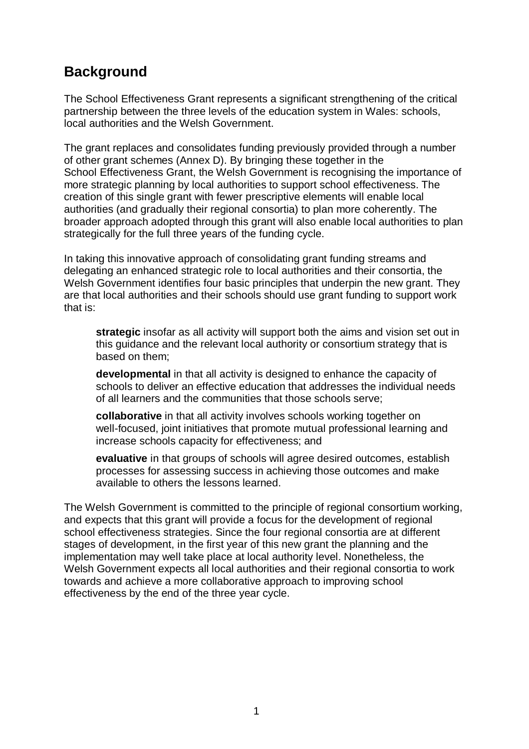## Background

The School Effectiveness Grant represents a significant strengthening of the critical partnership between the three levels of the education system in Wales: schools, local authorities and the Welsh Government.

The grant replaces and consolidates funding previously provided through a number of other grant schemes (Annex D). By bringing these together in the School Effectiveness Grant, the Welsh Government is recognising the importance of more strategic planning by local authorities to support school effectiveness. The creation of this single grant with fewer prescriptive elements will enable local authorities (and gradually their regional consortia) to plan more coherently. The broader approach adopted through this grant will also enable local authorities to plan strategically for the full three years of the funding cycle.

In taking this innovative approach of consolidating grant funding streams and delegating an enhanced strategic role to local authorities and their consortia, the Welsh Government identifies four basic principles that underpin the new grant. They are that local authorities and their schools should use grant funding to support work that is:

**strategic** insofar as all activity will support both the aims and vision set out in this guidance and the relevant local authority or consortium strategy that is based on them;

**developmental** in that all activity is designed to enhance the capacity of schools to deliver an effective education that addresses the individual needs of all learners and the communities that those schools serve;

**collaborative** in that all activity involves schools working together on well-focused, joint initiatives that promote mutual professional learning and increase schools capacity for effectiveness; and

**evaluative** in that groups of schools will agree desired outcomes, establish processes for assessing success in achieving those outcomes and make available to others the lessons learned.

The Welsh Government is committed to the principle of regional consortium working, and expects that this grant will provide a focus for the development of regional school effectiveness strategies. Since the four regional consortia are at different stages of development, in the first year of this new grant the planning and the implementation may well take place at local authority level. Nonetheless, the Welsh Government expects all local authorities and their regional consortia to work towards and achieve a more collaborative approach to improving school effectiveness by the end of the three year cycle.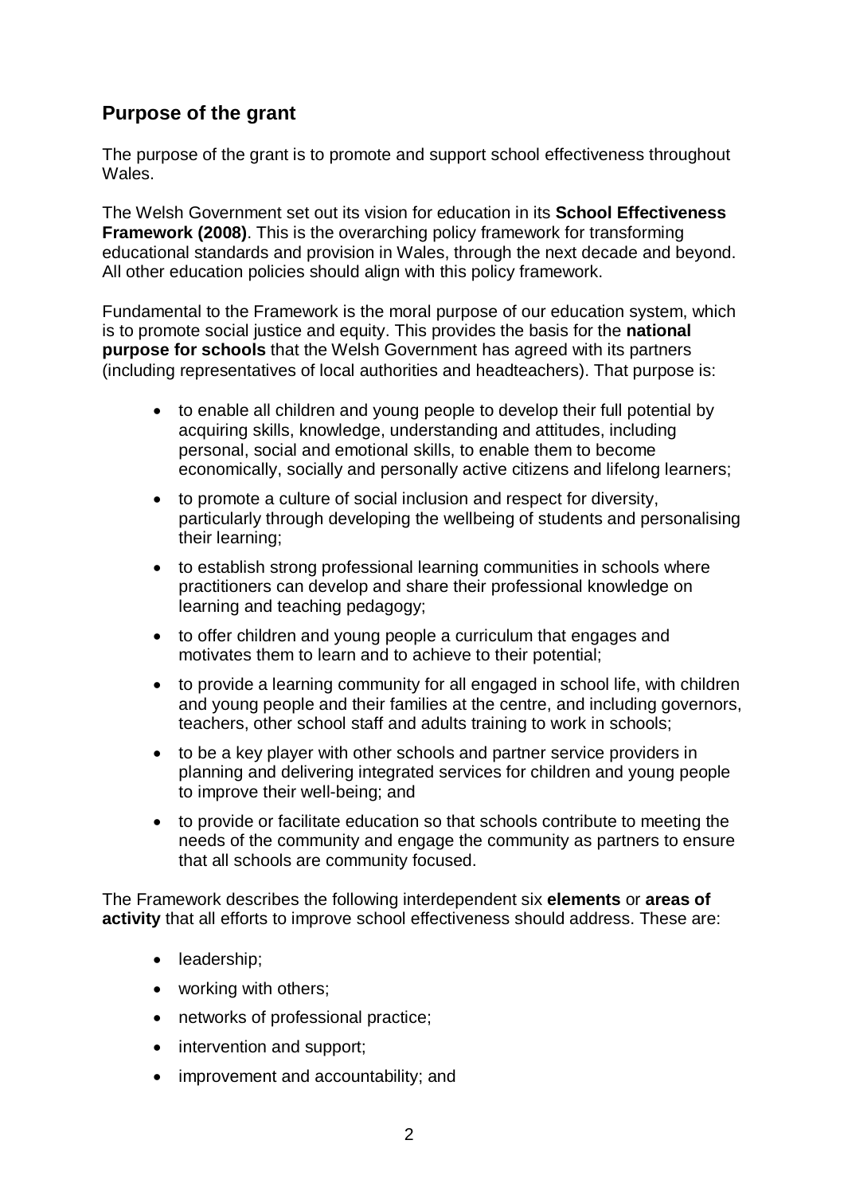## Purpose of the grant

The purpose of the grant is to promote and support school effectiveness throughout Wales.

The Welsh Government set out its vision for education in its **School Effectiveness Framework (2008)**. This is the overarching policy framework for transforming educational standards and provision in Wales, through the next decade and beyond. All other education policies should align with this policy framework.

Fundamental to the Framework is the moral purpose of our education system, which is to promote social justice and equity. This provides the basis for the **national purpose for schools** that the Welsh Government has agreed with its partners (including representatives of local authorities and headteachers). That purpose is:

- to enable all children and young people to develop their full potential by acquiring skills, knowledge, understanding and attitudes, including personal, social and emotional skills, to enable them to become economically, socially and personally active citizens and lifelong learners;
- to promote a culture of social inclusion and respect for diversity, particularly through developing the wellbeing of students and personalising their learning;
- to establish strong professional learning communities in schools where practitioners can develop and share their professional knowledge on learning and teaching pedagogy;
- to offer children and young people a curriculum that engages and motivates them to learn and to achieve to their potential;
- to provide a learning community for all engaged in school life, with children and young people and their families at the centre, and including governors, teachers, other school staff and adults training to work in schools;
- to be a key player with other schools and partner service providers in planning and delivering integrated services for children and young people to improve their well-being; and
- to provide or facilitate education so that schools contribute to meeting the needs of the community and engage the community as partners to ensure that all schools are community focused.

The Framework describes the following interdependent six **elements** or **areas of activity** that all efforts to improve school effectiveness should address. These are:

- leadership;
- working with others;
- networks of professional practice;
- intervention and support;
- improvement and accountability; and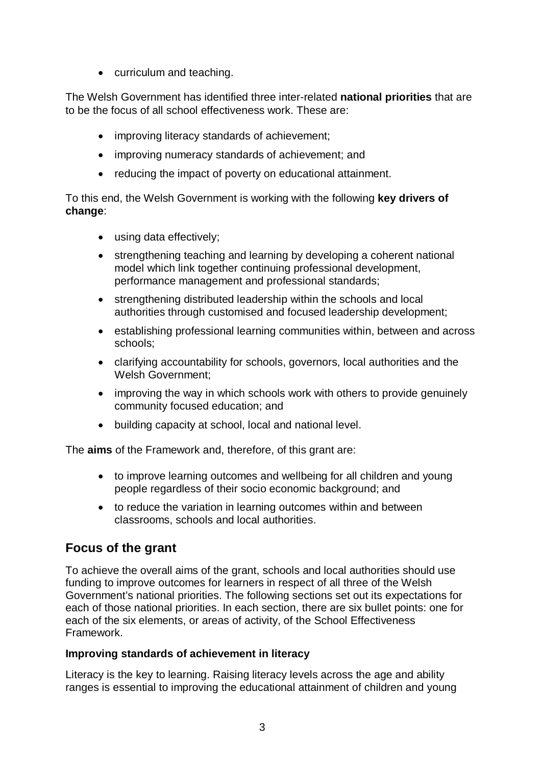- curriculum and teaching.

The Welsh Government has identified three inter-related **national priorities** that are to be the focus of all school effectiveness work. These are:

- improving literacy standards of achievement;
- improving numeracy standards of achievement; and
- reducing the impact of poverty on educational attainment.

To this end, the Welsh Government is working with the following **key drivers of change**:

- using data effectively;
- strengthening teaching and learning by developing a coherent national model which link together continuing professional development, performance management and professional standards;
- strengthening distributed leadership within the schools and local authorities through customised and focused leadership development;
- establishing professional learning communities within, between and across schools;
- clarifying accountability for schools, governors, local authorities and the Welsh Government;
- improving the way in which schools work with others to provide genuinely community focused education; and
- building capacity at school, local and national level.

The **aims** of the Framework and, therefore, of this grant are:

- to improve learning outcomes and wellbeing for all children and young people regardless of their socio economic background; and
- to reduce the variation in learning outcomes within and between classrooms, schools and local authorities.

## Focus of the grant

To achieve the overall aims of the grant, schools and local authorities should use funding to improve outcomes for learners in respect of all three of the Welsh Government's national priorities. The following sections set out its expectations for each of those national priorities. In each section, there are six bullet points: one for each of the six elements, or areas of activity, of the School Effectiveness Framework.

### Improving standards of achievement in literacy

Literacy is the key to learning. Raising literacy levels across the age and ability ranges is essential to improving the educational attainment of children and young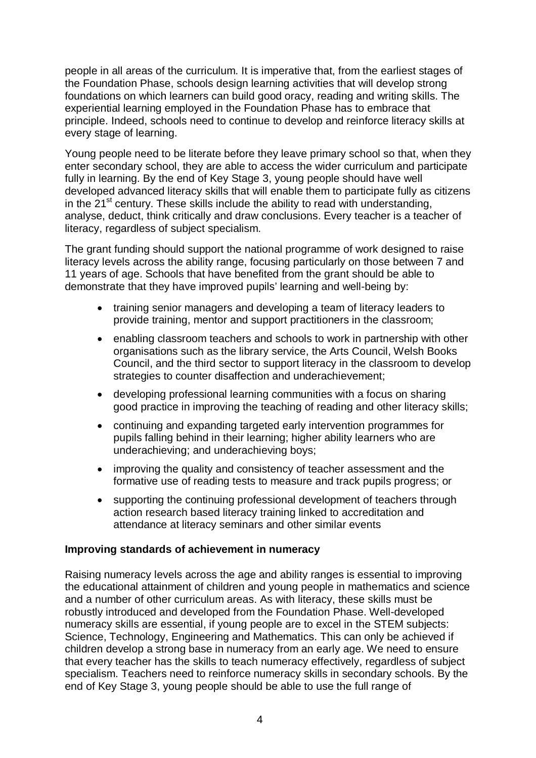people in all areas of the curriculum. It is imperative that, from the earliest stages of the Foundation Phase, schools design learning activities that will develop strong foundations on which learners can build good oracy, reading and writing skills. The experiential learning employed in the Foundation Phase has to embrace that principle. Indeed, schools need to continue to develop and reinforce literacy skills at every stage of learning.

Young people need to be literate before they leave primary school so that, when they enter secondary school, they are able to access the wider curriculum and participate fully in learning. By the end of Key Stage 3, young people should have well developed advanced literacy skills that will enable them to participate fully as citizens in the 21st century. These skills include the ability to read with understanding, analyse, deduct, think critically and draw conclusions. Every teacher is a teacher of literacy, regardless of subject specialism.

The grant funding should support the national programme of work designed to raise literacy levels across the ability range, focusing particularly on those between 7 and 11 years of age. Schools that have benefited from the grant should be able to demonstrate that they have improved pupils' learning and well-being by:

- training senior managers and developing a team of literacy leaders to provide training, mentor and support practitioners in the classroom;
- enabling classroom teachers and schools to work in partnership with other organisations such as the library service, the Arts Council, Welsh Books Council, and the third sector to support literacy in the classroom to develop strategies to counter disaffection and underachievement;
- developing professional learning communities with a focus on sharing good practice in improving the teaching of reading and other literacy skills;
- continuing and expanding targeted early intervention programmes for pupils falling behind in their learning; higher ability learners who are underachieving; and underachieving boys;
- improving the quality and consistency of teacher assessment and the formative use of reading tests to measure and track pupils progress; or
- supporting the continuing professional development of teachers through action research based literacy training linked to accreditation and attendance at literacy seminars and other similar events

**Improving standards of achievement in numeracy**

Raising numeracy levels across the age and ability ranges is essential to improving the educational attainment of children and young people in mathematics and science and a number of other curriculum areas. As with literacy, these skills must be robustly introduced and developed from the Foundation Phase. Well-developed numeracy skills are essential, if young people are to excel in the STEM subjects: Science, Technology, Engineering and Mathematics. This can only be achieved if children develop a strong base in numeracy from an early age. We need to ensure that every teacher has the skills to teach numeracy effectively, regardless of subject specialism. Teachers need to reinforce numeracy skills in secondary schools. By the end of Key Stage 3, young people should be able to use the full range of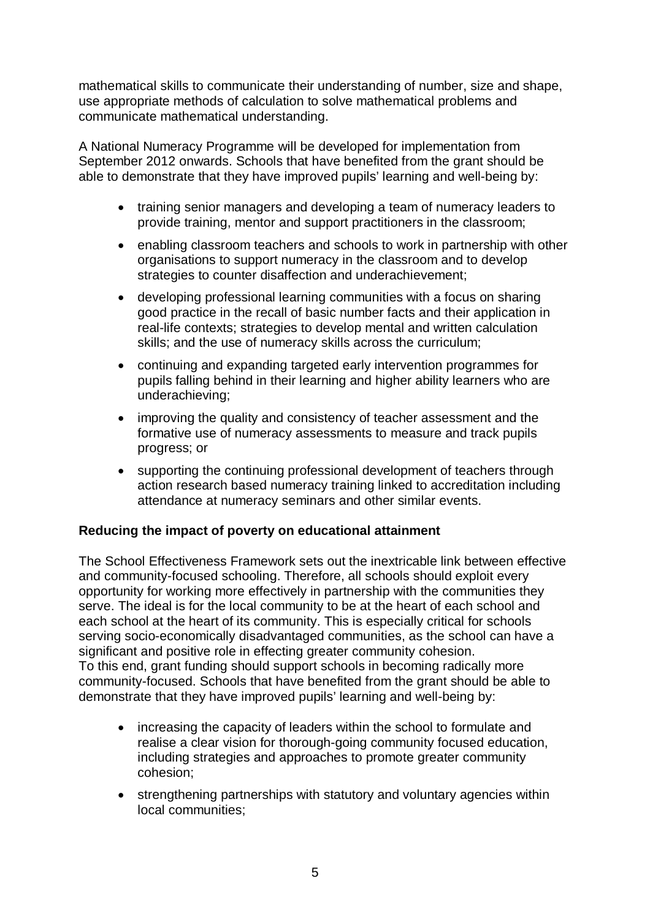mathematical skills to communicate their understanding of number, size and shape, use appropriate methods of calculation to solve mathematical problems and communicate mathematical understanding.

A National Numeracy Programme will be developed for implementation from September 2012 onwards. Schools that have benefited from the grant should be able to demonstrate that they have improved pupils' learning and well-being by:

- training senior managers and developing a team of numeracy leaders to provide training, mentor and support practitioners in the classroom;
- enabling classroom teachers and schools to work in partnership with other organisations to support numeracy in the classroom and to develop strategies to counter disaffection and underachievement;
- developing professional learning communities with a focus on sharing good practice in the recall of basic number facts and their application in real-life contexts; strategies to develop mental and written calculation skills; and the use of numeracy skills across the curriculum;
- continuing and expanding targeted early intervention programmes for pupils falling behind in their learning and higher ability learners who are underachieving;
- improving the quality and consistency of teacher assessment and the formative use of numeracy assessments to measure and track pupils progress; or
- supporting the continuing professional development of teachers through action research based numeracy training linked to accreditation including attendance at numeracy seminars and other similar events.

**Reducing the impact of poverty on educational attainment**

The School Effectiveness Framework sets out the inextricable link between effective and community-focused schooling. Therefore, all schools should exploit every opportunity for working more effectively in partnership with the communities they serve. The ideal is for the local community to be at the heart of each school and each school at the heart of its community. This is especially critical for schools serving socio-economically disadvantaged communities, as the school can have a significant and positive role in effecting greater community cohesion.
To this end, grant funding should support schools in becoming radically more community-focused. Schools that have benefited from the grant should be able to demonstrate that they have improved pupils' learning and well-being by:

- increasing the capacity of leaders within the school to formulate and realise a clear vision for thorough-going community focused education, including strategies and approaches to promote greater community cohesion;
- strengthening partnerships with statutory and voluntary agencies within local communities;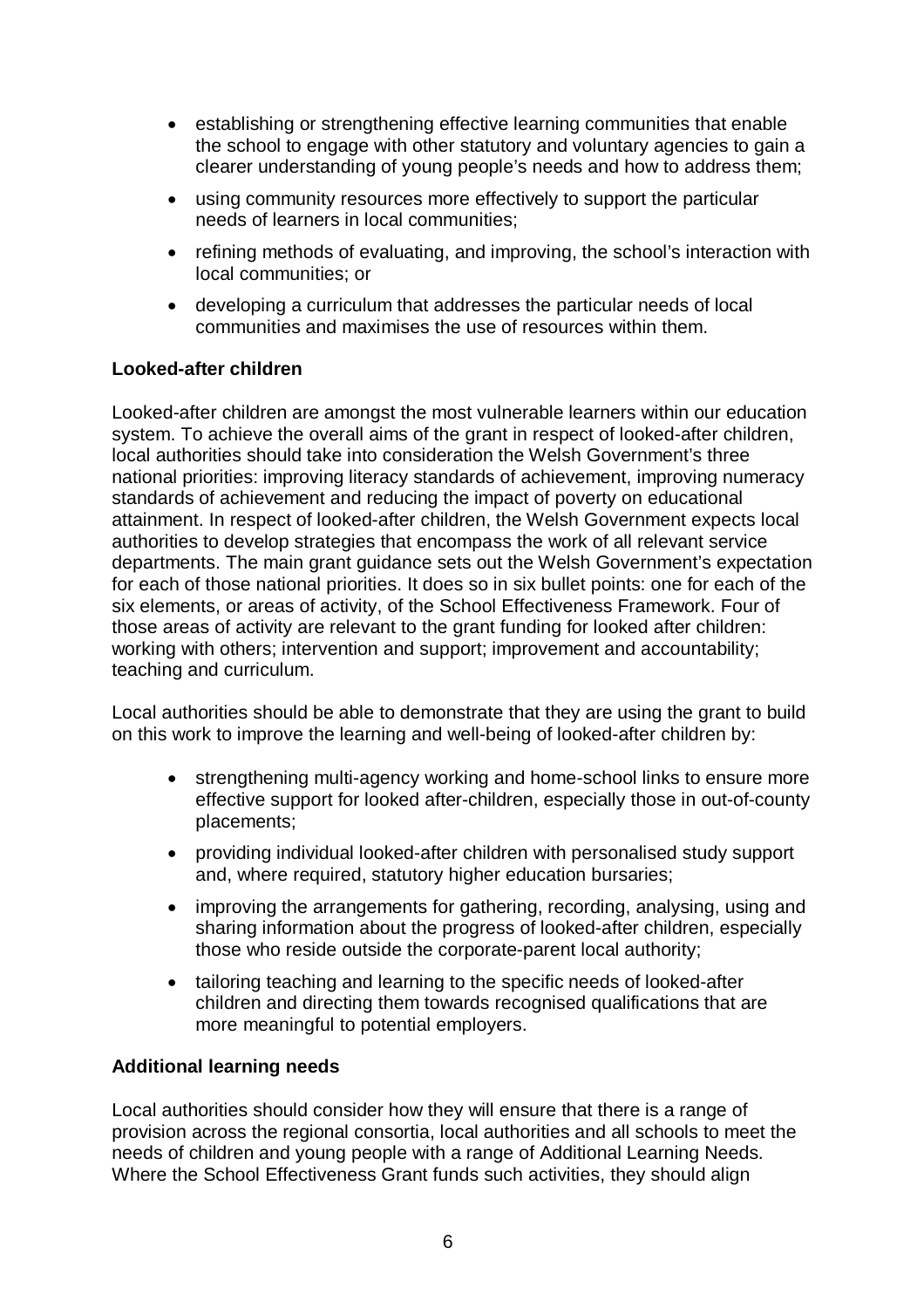- establishing or strengthening effective learning communities that enable the school to engage with other statutory and voluntary agencies to gain a clearer understanding of young people's needs and how to address them;
- using community resources more effectively to support the particular needs of learners in local communities;
- refining methods of evaluating, and improving, the school's interaction with local communities; or
- developing a curriculum that addresses the particular needs of local communities and maximises the use of resources within them.

**Looked-after children**

Looked-after children are amongst the most vulnerable learners within our education system. To achieve the overall aims of the grant in respect of looked-after children, local authorities should take into consideration the Welsh Government's three national priorities: improving literacy standards of achievement, improving numeracy standards of achievement and reducing the impact of poverty on educational attainment. In respect of looked-after children, the Welsh Government expects local authorities to develop strategies that encompass the work of all relevant service departments. The main grant guidance sets out the Welsh Government's expectation for each of those national priorities. It does so in six bullet points: one for each of the six elements, or areas of activity, of the School Effectiveness Framework. Four of those areas of activity are relevant to the grant funding for looked after children: working with others; intervention and support; improvement and accountability; teaching and curriculum.

Local authorities should be able to demonstrate that they are using the grant to build on this work to improve the learning and well-being of looked-after children by:

- strengthening multi-agency working and home-school links to ensure more effective support for looked after-children, especially those in out-of-county placements;
- providing individual looked-after children with personalised study support and, where required, statutory higher education bursaries;
- improving the arrangements for gathering, recording, analysing, using and sharing information about the progress of looked-after children, especially those who reside outside the corporate-parent local authority;
- tailoring teaching and learning to the specific needs of looked-after children and directing them towards recognised qualifications that are more meaningful to potential employers.

**Additional learning needs**

Local authorities should consider how they will ensure that there is a range of provision across the regional consortia, local authorities and all schools to meet the needs of children and young people with a range of Additional Learning Needs. Where the School Effectiveness Grant funds such activities, they should align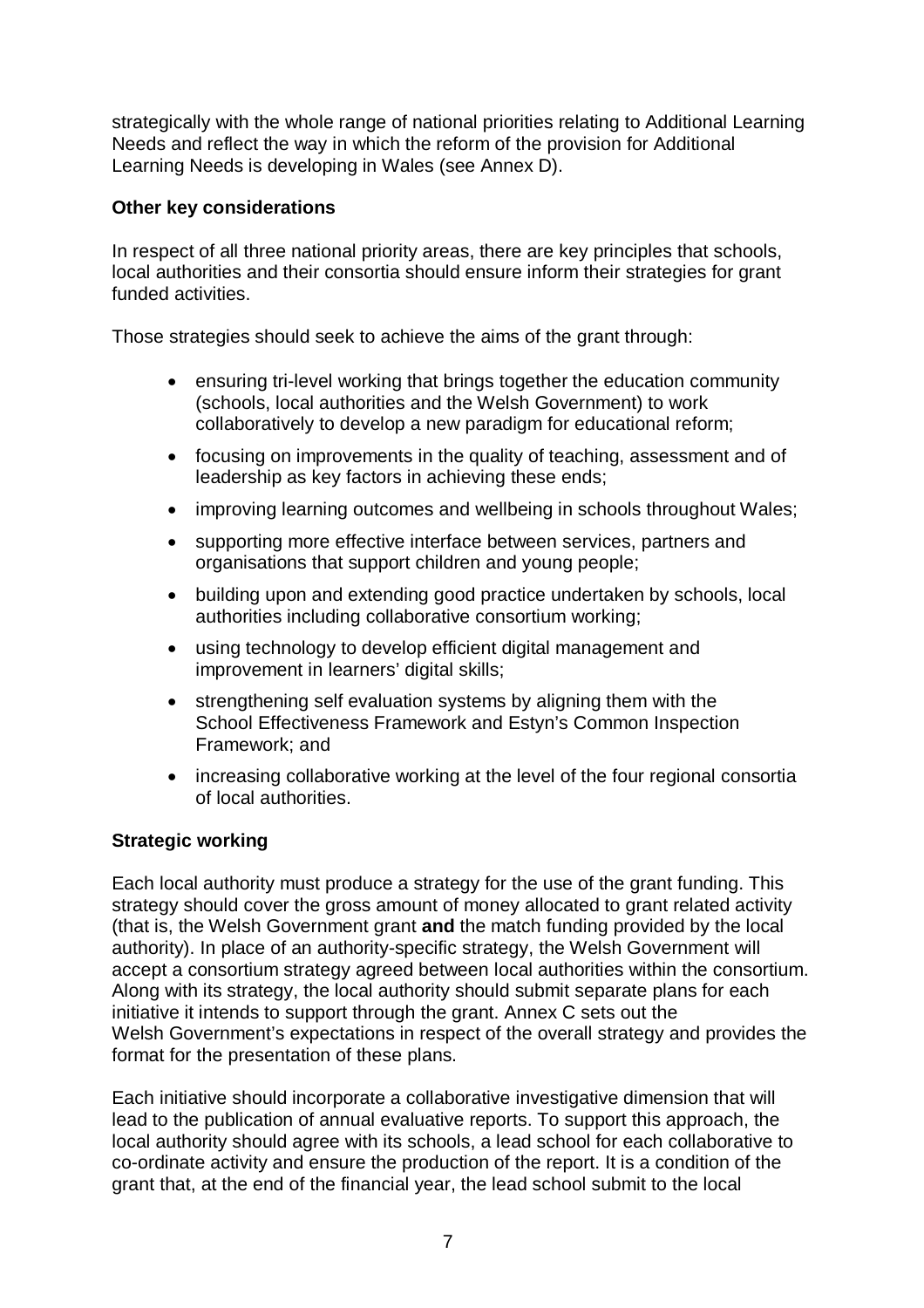strategically with the whole range of national priorities relating to Additional Learning Needs and reflect the way in which the reform of the provision for Additional Learning Needs is developing in Wales (see Annex D).

**Other key considerations**

In respect of all three national priority areas, there are key principles that schools, local authorities and their consortia should ensure inform their strategies for grant funded activities.

Those strategies should seek to achieve the aims of the grant through:

- ensuring tri-level working that brings together the education community (schools, local authorities and the Welsh Government) to work collaboratively to develop a new paradigm for educational reform;
- focusing on improvements in the quality of teaching, assessment and of leadership as key factors in achieving these ends;
- improving learning outcomes and wellbeing in schools throughout Wales;
- supporting more effective interface between services, partners and organisations that support children and young people;
- building upon and extending good practice undertaken by schools, local authorities including collaborative consortium working;
- using technology to develop efficient digital management and improvement in learners' digital skills;
- strengthening self evaluation systems by aligning them with the School Effectiveness Framework and Estyn's Common Inspection Framework; and
- increasing collaborative working at the level of the four regional consortia of local authorities.

**Strategic working**

Each local authority must produce a strategy for the use of the grant funding. This strategy should cover the gross amount of money allocated to grant related activity (that is, the Welsh Government grant **and** the match funding provided by the local authority). In place of an authority-specific strategy, the Welsh Government will accept a consortium strategy agreed between local authorities within the consortium. Along with its strategy, the local authority should submit separate plans for each initiative it intends to support through the grant. Annex C sets out the Welsh Government's expectations in respect of the overall strategy and provides the format for the presentation of these plans.

Each initiative should incorporate a collaborative investigative dimension that will lead to the publication of annual evaluative reports. To support this approach, the local authority should agree with its schools, a lead school for each collaborative to co-ordinate activity and ensure the production of the report. It is a condition of the grant that, at the end of the financial year, the lead school submit to the local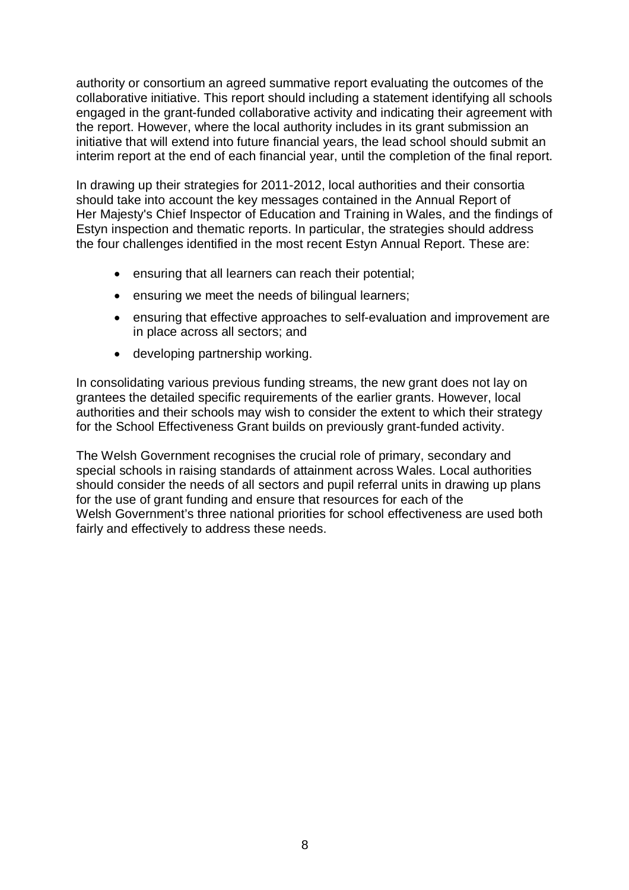authority or consortium an agreed summative report evaluating the outcomes of the collaborative initiative. This report should including a statement identifying all schools engaged in the grant-funded collaborative activity and indicating their agreement with the report. However, where the local authority includes in its grant submission an initiative that will extend into future financial years, the lead school should submit an interim report at the end of each financial year, until the completion of the final report.

In drawing up their strategies for 2011-2012, local authorities and their consortia should take into account the key messages contained in the Annual Report of Her Majesty's Chief Inspector of Education and Training in Wales, and the findings of Estyn inspection and thematic reports. In particular, the strategies should address the four challenges identified in the most recent Estyn Annual Report. These are:

- ensuring that all learners can reach their potential;
- ensuring we meet the needs of bilingual learners;
- ensuring that effective approaches to self-evaluation and improvement are in place across all sectors; and
- developing partnership working.

In consolidating various previous funding streams, the new grant does not lay on grantees the detailed specific requirements of the earlier grants. However, local authorities and their schools may wish to consider the extent to which their strategy for the School Effectiveness Grant builds on previously grant-funded activity.

The Welsh Government recognises the crucial role of primary, secondary and special schools in raising standards of attainment across Wales. Local authorities should consider the needs of all sectors and pupil referral units in drawing up plans for the use of grant funding and ensure that resources for each of the Welsh Government's three national priorities for school effectiveness are used both fairly and effectively to address these needs.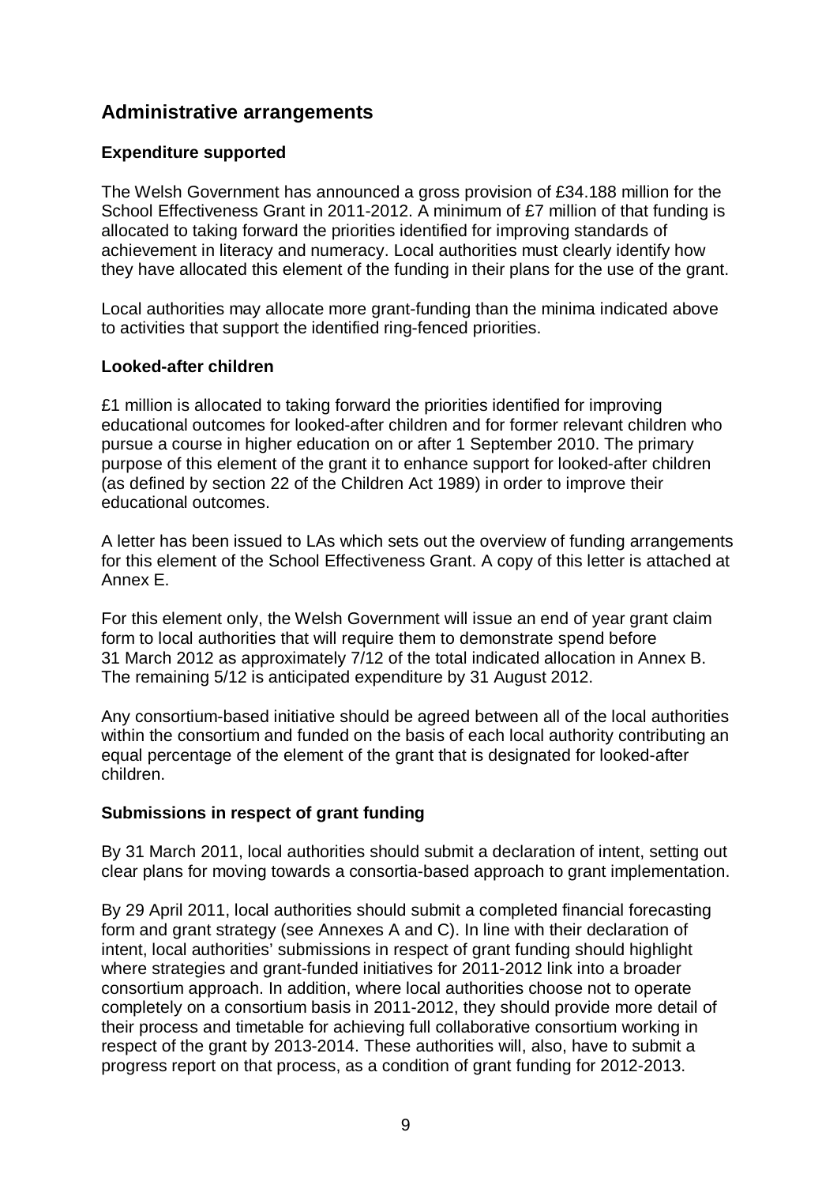## Administrative arrangements

### Expenditure supported

The Welsh Government has announced a gross provision of £34.188 million for the School Effectiveness Grant in 2011-2012. A minimum of £7 million of that funding is allocated to taking forward the priorities identified for improving standards of achievement in literacy and numeracy. Local authorities must clearly identify how they have allocated this element of the funding in their plans for the use of the grant.

Local authorities may allocate more grant-funding than the minima indicated above to activities that support the identified ring-fenced priorities.

### Looked-after children

£1 million is allocated to taking forward the priorities identified for improving educational outcomes for looked-after children and for former relevant children who pursue a course in higher education on or after 1 September 2010. The primary purpose of this element of the grant it to enhance support for looked-after children (as defined by section 22 of the Children Act 1989) in order to improve their educational outcomes.

A letter has been issued to LAs which sets out the overview of funding arrangements for this element of the School Effectiveness Grant. A copy of this letter is attached at Annex E.

For this element only, the Welsh Government will issue an end of year grant claim form to local authorities that will require them to demonstrate spend before 31 March 2012 as approximately 7/12 of the total indicated allocation in Annex B. The remaining 5/12 is anticipated expenditure by 31 August 2012.

Any consortium-based initiative should be agreed between all of the local authorities within the consortium and funded on the basis of each local authority contributing an equal percentage of the element of the grant that is designated for looked-after children.

### Submissions in respect of grant funding

By 31 March 2011, local authorities should submit a declaration of intent, setting out clear plans for moving towards a consortia-based approach to grant implementation.

By 29 April 2011, local authorities should submit a completed financial forecasting form and grant strategy (see Annexes A and C). In line with their declaration of intent, local authorities' submissions in respect of grant funding should highlight where strategies and grant-funded initiatives for 2011-2012 link into a broader consortium approach. In addition, where local authorities choose not to operate completely on a consortium basis in 2011-2012, they should provide more detail of their process and timetable for achieving full collaborative consortium working in respect of the grant by 2013-2014. These authorities will, also, have to submit a progress report on that process, as a condition of grant funding for 2012-2013.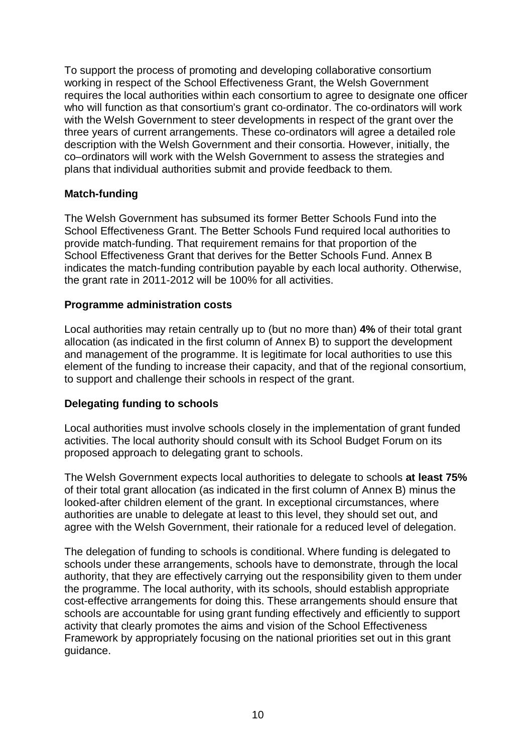To support the process of promoting and developing collaborative consortium working in respect of the School Effectiveness Grant, the Welsh Government requires the local authorities within each consortium to agree to designate one officer who will function as that consortium's grant co-ordinator. The co-ordinators will work with the Welsh Government to steer developments in respect of the grant over the three years of current arrangements. These co-ordinators will agree a detailed role description with the Welsh Government and their consortia. However, initially, the co–ordinators will work with the Welsh Government to assess the strategies and plans that individual authorities submit and provide feedback to them.

**Match-funding**

The Welsh Government has subsumed its former Better Schools Fund into the School Effectiveness Grant. The Better Schools Fund required local authorities to provide match-funding. That requirement remains for that proportion of the School Effectiveness Grant that derives for the Better Schools Fund. Annex B indicates the match-funding contribution payable by each local authority. Otherwise, the grant rate in 2011-2012 will be 100% for all activities.

**Programme administration costs**

Local authorities may retain centrally up to (but no more than) **4%** of their total grant allocation (as indicated in the first column of Annex B) to support the development and management of the programme. It is legitimate for local authorities to use this element of the funding to increase their capacity, and that of the regional consortium, to support and challenge their schools in respect of the grant.

**Delegating funding to schools**

Local authorities must involve schools closely in the implementation of grant funded activities. The local authority should consult with its School Budget Forum on its proposed approach to delegating grant to schools.

The Welsh Government expects local authorities to delegate to schools **at least 75%** of their total grant allocation (as indicated in the first column of Annex B) minus the looked-after children element of the grant. In exceptional circumstances, where authorities are unable to delegate at least to this level, they should set out, and agree with the Welsh Government, their rationale for a reduced level of delegation.

The delegation of funding to schools is conditional. Where funding is delegated to schools under these arrangements, schools have to demonstrate, through the local authority, that they are effectively carrying out the responsibility given to them under the programme. The local authority, with its schools, should establish appropriate cost-effective arrangements for doing this. These arrangements should ensure that schools are accountable for using grant funding effectively and efficiently to support activity that clearly promotes the aims and vision of the School Effectiveness Framework by appropriately focusing on the national priorities set out in this grant guidance.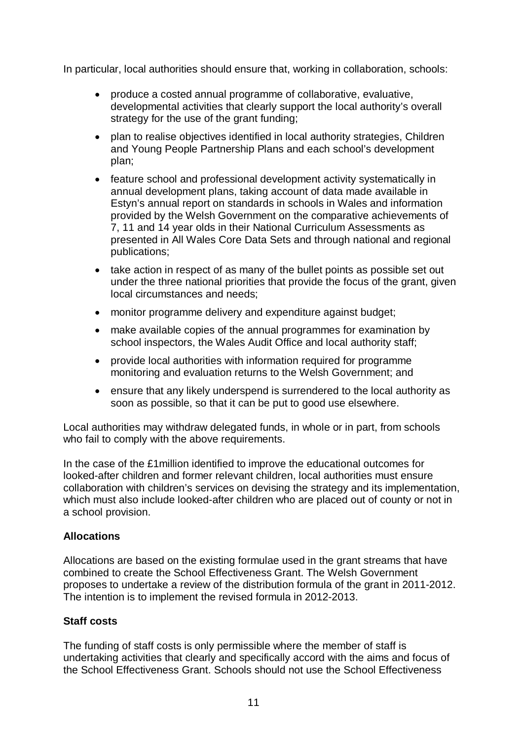In particular, local authorities should ensure that, working in collaboration, schools:

- produce a costed annual programme of collaborative, evaluative, developmental activities that clearly support the local authority's overall strategy for the use of the grant funding;
- plan to realise objectives identified in local authority strategies, Children and Young People Partnership Plans and each school's development plan;
- feature school and professional development activity systematically in annual development plans, taking account of data made available in Estyn's annual report on standards in schools in Wales and information provided by the Welsh Government on the comparative achievements of 7, 11 and 14 year olds in their National Curriculum Assessments as presented in All Wales Core Data Sets and through national and regional publications;
- take action in respect of as many of the bullet points as possible set out under the three national priorities that provide the focus of the grant, given local circumstances and needs;
- monitor programme delivery and expenditure against budget;
- make available copies of the annual programmes for examination by school inspectors, the Wales Audit Office and local authority staff;
- provide local authorities with information required for programme monitoring and evaluation returns to the Welsh Government; and
- ensure that any likely underspend is surrendered to the local authority as soon as possible, so that it can be put to good use elsewhere.

Local authorities may withdraw delegated funds, in whole or in part, from schools who fail to comply with the above requirements.

In the case of the £1million identified to improve the educational outcomes for looked-after children and former relevant children, local authorities must ensure collaboration with children's services on devising the strategy and its implementation, which must also include looked-after children who are placed out of county or not in a school provision.

**Allocations**

Allocations are based on the existing formulae used in the grant streams that have combined to create the School Effectiveness Grant. The Welsh Government proposes to undertake a review of the distribution formula of the grant in 2011-2012. The intention is to implement the revised formula in 2012-2013.

**Staff costs**

The funding of staff costs is only permissible where the member of staff is undertaking activities that clearly and specifically accord with the aims and focus of the School Effectiveness Grant. Schools should not use the School Effectiveness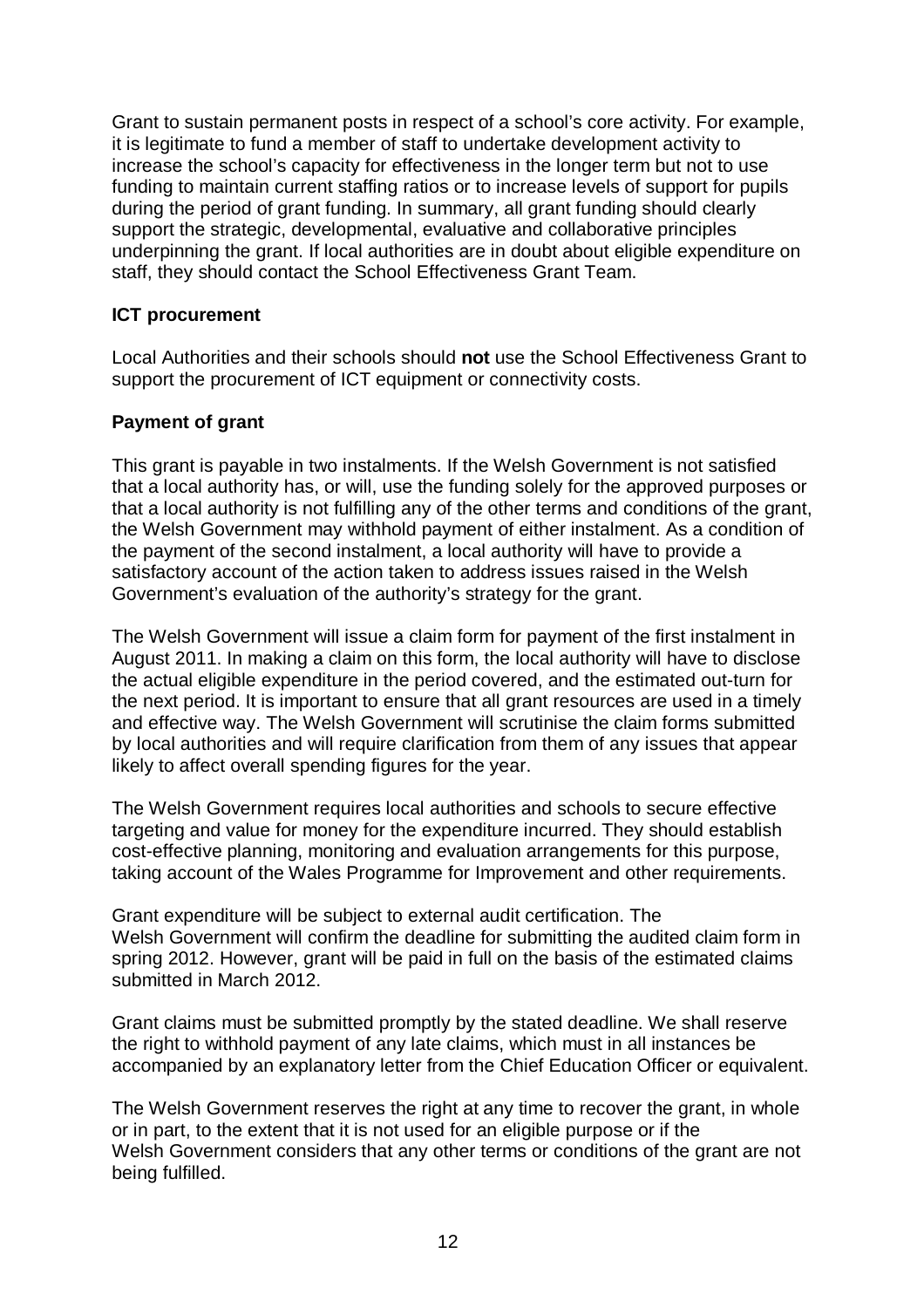Grant to sustain permanent posts in respect of a school's core activity. For example, it is legitimate to fund a member of staff to undertake development activity to increase the school's capacity for effectiveness in the longer term but not to use funding to maintain current staffing ratios or to increase levels of support for pupils during the period of grant funding. In summary, all grant funding should clearly support the strategic, developmental, evaluative and collaborative principles underpinning the grant. If local authorities are in doubt about eligible expenditure on staff, they should contact the School Effectiveness Grant Team.

**ICT procurement**

Local Authorities and their schools should **not** use the School Effectiveness Grant to support the procurement of ICT equipment or connectivity costs.

**Payment of grant**

This grant is payable in two instalments. If the Welsh Government is not satisfied that a local authority has, or will, use the funding solely for the approved purposes or that a local authority is not fulfilling any of the other terms and conditions of the grant, the Welsh Government may withhold payment of either instalment. As a condition of the payment of the second instalment, a local authority will have to provide a satisfactory account of the action taken to address issues raised in the Welsh Government's evaluation of the authority's strategy for the grant.

The Welsh Government will issue a claim form for payment of the first instalment in August 2011. In making a claim on this form, the local authority will have to disclose the actual eligible expenditure in the period covered, and the estimated out-turn for the next period. It is important to ensure that all grant resources are used in a timely and effective way. The Welsh Government will scrutinise the claim forms submitted by local authorities and will require clarification from them of any issues that appear likely to affect overall spending figures for the year.

The Welsh Government requires local authorities and schools to secure effective targeting and value for money for the expenditure incurred. They should establish cost-effective planning, monitoring and evaluation arrangements for this purpose, taking account of the Wales Programme for Improvement and other requirements.

Grant expenditure will be subject to external audit certification. The Welsh Government will confirm the deadline for submitting the audited claim form in spring 2012. However, grant will be paid in full on the basis of the estimated claims submitted in March 2012.

Grant claims must be submitted promptly by the stated deadline. We shall reserve the right to withhold payment of any late claims, which must in all instances be accompanied by an explanatory letter from the Chief Education Officer or equivalent.

The Welsh Government reserves the right at any time to recover the grant, in whole or in part, to the extent that it is not used for an eligible purpose or if the Welsh Government considers that any other terms or conditions of the grant are not being fulfilled.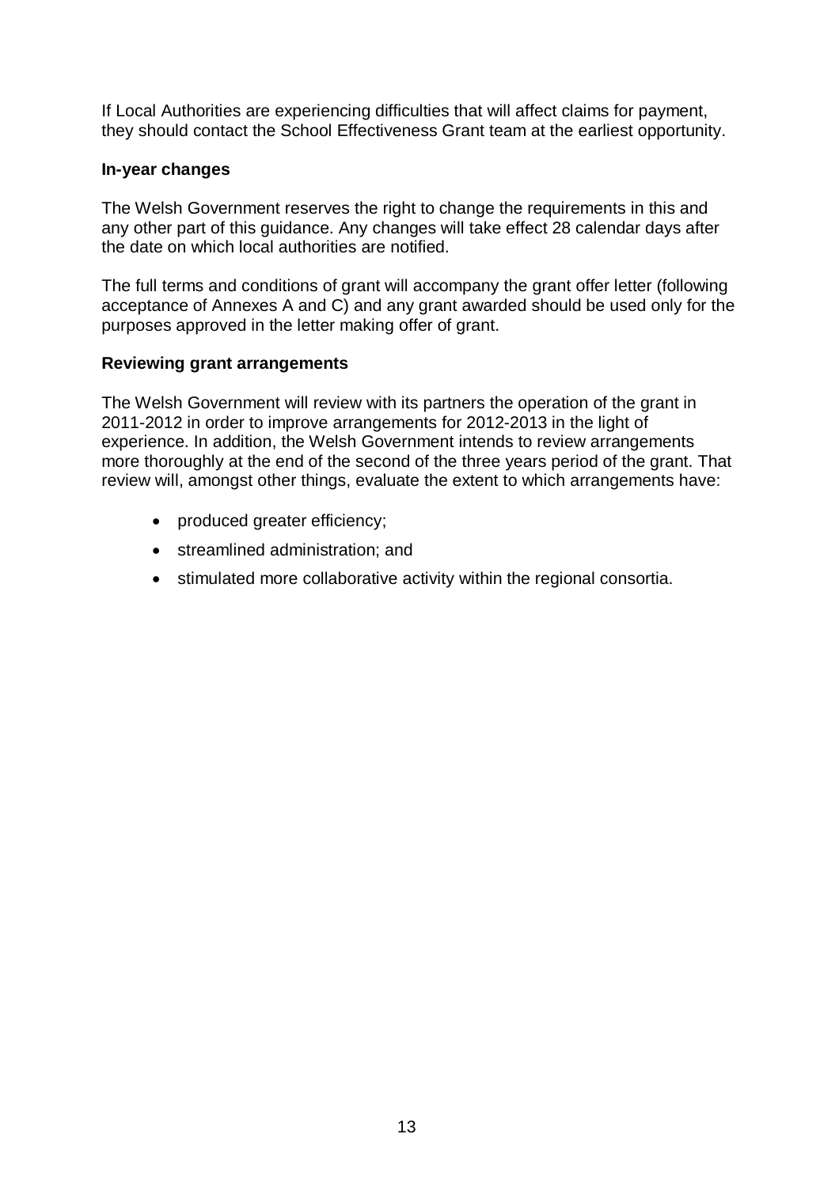If Local Authorities are experiencing difficulties that will affect claims for payment, they should contact the School Effectiveness Grant team at the earliest opportunity.

**In-year changes**

The Welsh Government reserves the right to change the requirements in this and any other part of this guidance. Any changes will take effect 28 calendar days after the date on which local authorities are notified.

The full terms and conditions of grant will accompany the grant offer letter (following acceptance of Annexes A and C) and any grant awarded should be used only for the purposes approved in the letter making offer of grant.

**Reviewing grant arrangements**

The Welsh Government will review with its partners the operation of the grant in 2011-2012 in order to improve arrangements for 2012-2013 in the light of experience. In addition, the Welsh Government intends to review arrangements more thoroughly at the end of the second of the three years period of the grant. That review will, amongst other things, evaluate the extent to which arrangements have:

- produced greater efficiency;
- streamlined administration; and
- stimulated more collaborative activity within the regional consortia.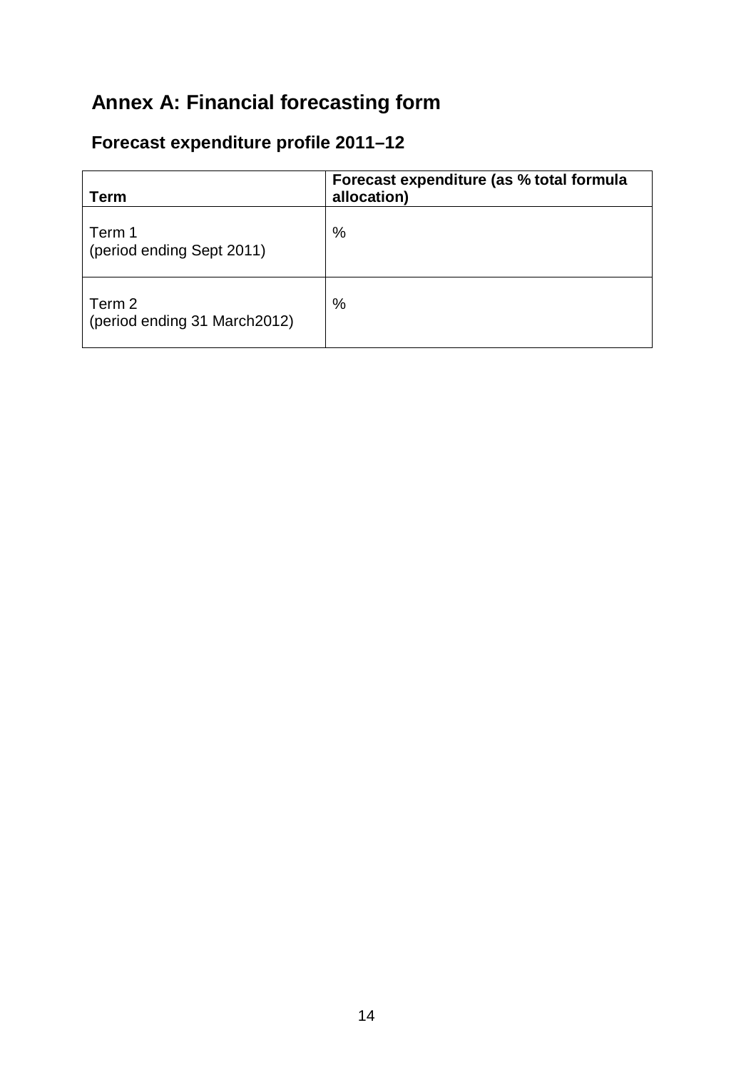# Annex A: Financial forecasting form

## Forecast expenditure profile 2011–12

| Term | Forecast expenditure (as % total formula allocation) |
|---|---|
| Term 1<br>(period ending Sept 2011) | % |
| Term 2<br>(period ending 31 March2012) | % |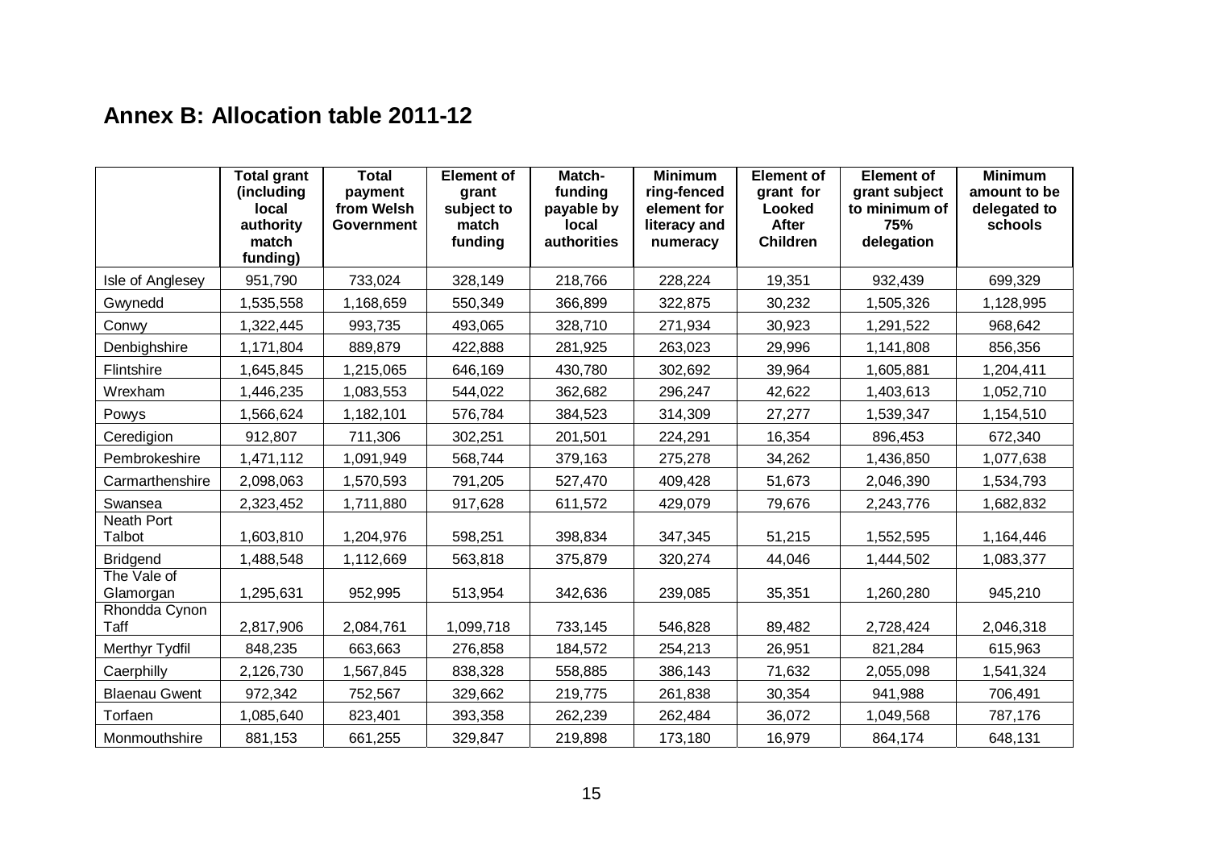## Annex B: Allocation table 2011-12

| | Total grant (including local authority match funding) | Total payment from Welsh Government | Element of grant subject to match funding | Match-funding payable by local authorities | Minimum ring-fenced element for literacy and numeracy | Element of grant for Looked After Children | Element of grant subject to minimum of 75% delegation | Minimum amount to be delegated to schools |
|---|---|---|---|---|---|---|---|---|
| Isle of Anglesey | 951,790 | 733,024 | 328,149 | 218,766 | 228,224 | 19,351 | 932,439 | 699,329 |
| Gwynedd | 1,535,558 | 1,168,659 | 550,349 | 366,899 | 322,875 | 30,232 | 1,505,326 | 1,128,995 |
| Conwy | 1,322,445 | 993,735 | 493,065 | 328,710 | 271,934 | 30,923 | 1,291,522 | 968,642 |
| Denbighshire | 1,171,804 | 889,879 | 422,888 | 281,925 | 263,023 | 29,996 | 1,141,808 | 856,356 |
| Flintshire | 1,645,845 | 1,215,065 | 646,169 | 430,780 | 302,692 | 39,964 | 1,605,881 | 1,204,411 |
| Wrexham | 1,446,235 | 1,083,553 | 544,022 | 362,682 | 296,247 | 42,622 | 1,403,613 | 1,052,710 |
| Powys | 1,566,624 | 1,182,101 | 576,784 | 384,523 | 314,309 | 27,277 | 1,539,347 | 1,154,510 |
| Ceredigion | 912,807 | 711,306 | 302,251 | 201,501 | 224,291 | 16,354 | 896,453 | 672,340 |
| Pembrokeshire | 1,471,112 | 1,091,949 | 568,744 | 379,163 | 275,278 | 34,262 | 1,436,850 | 1,077,638 |
| Carmarthenshire | 2,098,063 | 1,570,593 | 791,205 | 527,470 | 409,428 | 51,673 | 2,046,390 | 1,534,793 |
| Swansea | 2,323,452 | 1,711,880 | 917,628 | 611,572 | 429,079 | 79,676 | 2,243,776 | 1,682,832 |
| Neath Port Talbot | 1,603,810 | 1,204,976 | 598,251 | 398,834 | 347,345 | 51,215 | 1,552,595 | 1,164,446 |
| Bridgend | 1,488,548 | 1,112,669 | 563,818 | 375,879 | 320,274 | 44,046 | 1,444,502 | 1,083,377 |
| The Vale of Glamorgan | 1,295,631 | 952,995 | 513,954 | 342,636 | 239,085 | 35,351 | 1,260,280 | 945,210 |
| Rhondda Cynon Taff | 2,817,906 | 2,084,761 | 1,099,718 | 733,145 | 546,828 | 89,482 | 2,728,424 | 2,046,318 |
| Merthyr Tydfil | 848,235 | 663,663 | 276,858 | 184,572 | 254,213 | 26,951 | 821,284 | 615,963 |
| Caerphilly | 2,126,730 | 1,567,845 | 838,328 | 558,885 | 386,143 | 71,632 | 2,055,098 | 1,541,324 |
| Blaenau Gwent | 972,342 | 752,567 | 329,662 | 219,775 | 261,838 | 30,354 | 941,988 | 706,491 |
| Torfaen | 1,085,640 | 823,401 | 393,358 | 262,239 | 262,484 | 36,072 | 1,049,568 | 787,176 |
| Monmouthshire | 881,153 | 661,255 | 329,847 | 219,898 | 173,180 | 16,979 | 864,174 | 648,131 |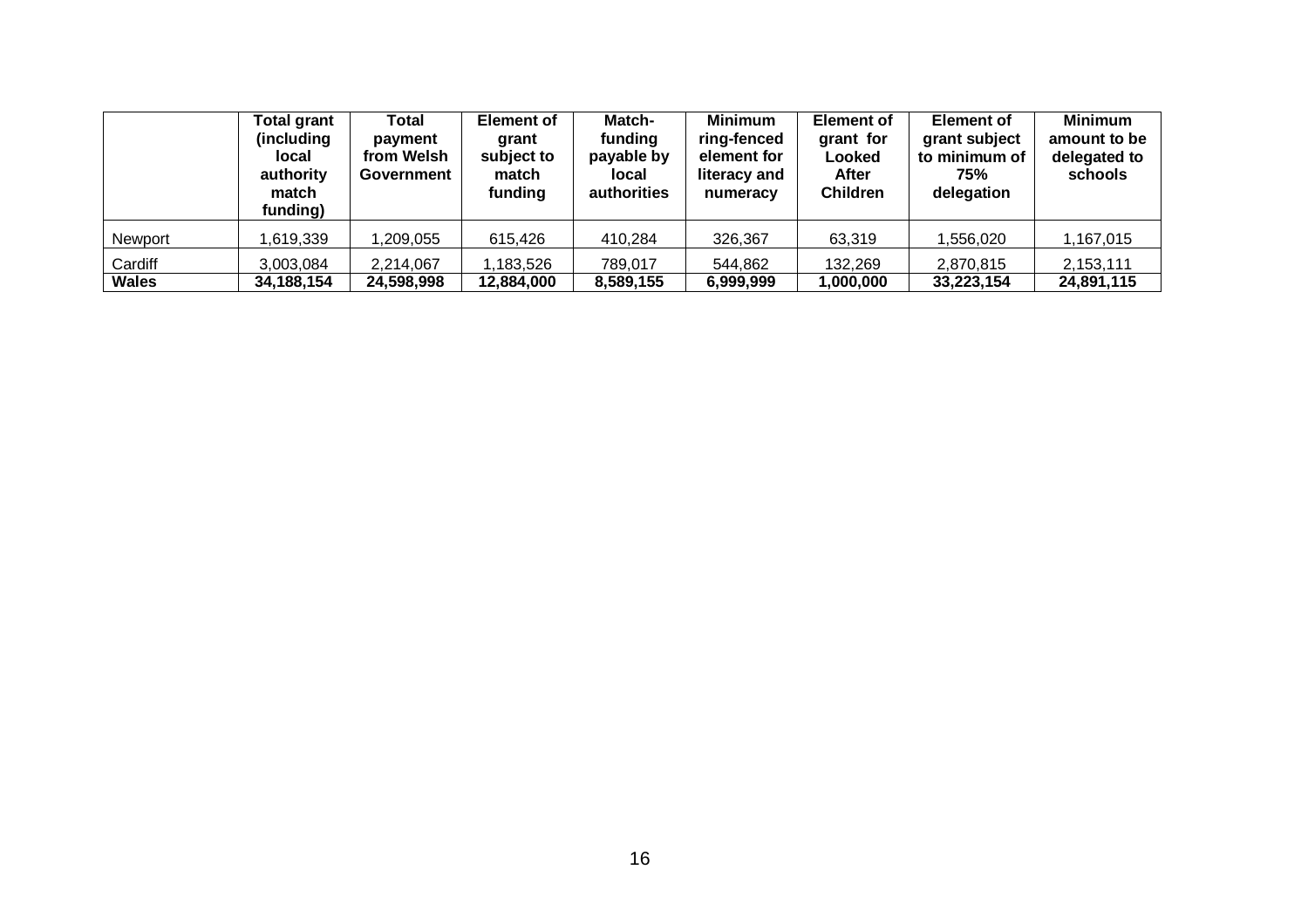| | Total grant (including local authority match funding) | Total payment from Welsh Government | Element of grant subject to match funding | Match-funding payable by local authorities | Minimum ring-fenced element for literacy and numeracy | Element of grant for Looked After Children | Element of grant subject to minimum of 75% delegation | Minimum amount to be delegated to schools |
|---|---|---|---|---|---|---|---|---|
| Newport | 1,619,339 | 1,209,055 | 615,426 | 410,284 | 326,367 | 63,319 | 1,556,020 | 1,167,015 |
| Cardiff | 3,003,084 | 2,214,067 | 1,183,526 | 789,017 | 544,862 | 132,269 | 2,870,815 | 2,153,111 |
| **Wales** | **34,188,154** | **24,598,998** | **12,884,000** | **8,589,155** | **6,999,999** | **1,000,000** | **33,223,154** | **24,891,115** |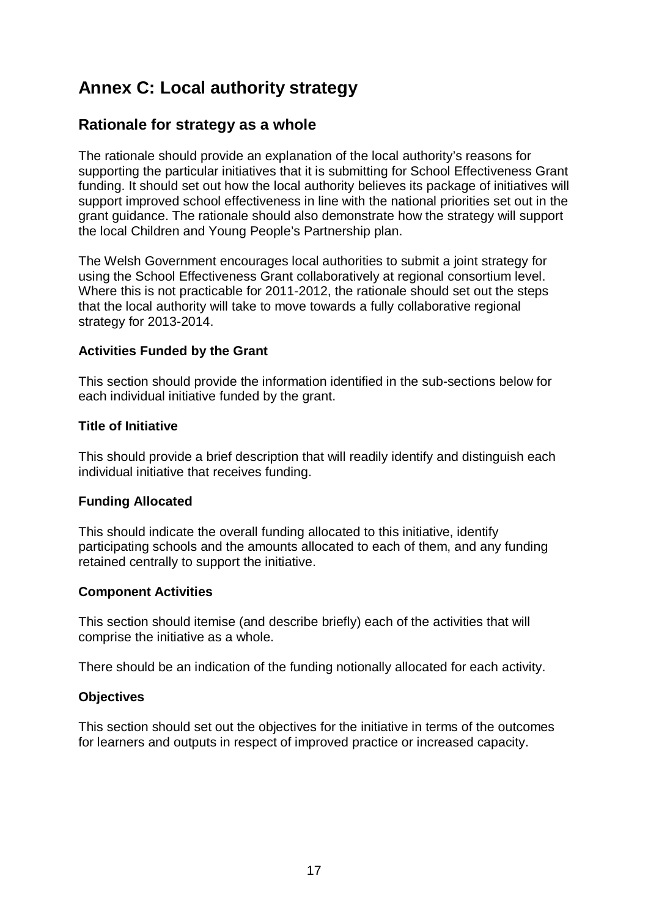# Annex C: Local authority strategy

## Rationale for strategy as a whole

The rationale should provide an explanation of the local authority's reasons for supporting the particular initiatives that it is submitting for School Effectiveness Grant funding. It should set out how the local authority believes its package of initiatives will support improved school effectiveness in line with the national priorities set out in the grant guidance. The rationale should also demonstrate how the strategy will support the local Children and Young People's Partnership plan.

The Welsh Government encourages local authorities to submit a joint strategy for using the School Effectiveness Grant collaboratively at regional consortium level. Where this is not practicable for 2011-2012, the rationale should set out the steps that the local authority will take to move towards a fully collaborative regional strategy for 2013-2014.

**Activities Funded by the Grant**

This section should provide the information identified in the sub-sections below for each individual initiative funded by the grant.

**Title of Initiative**

This should provide a brief description that will readily identify and distinguish each individual initiative that receives funding.

**Funding Allocated**

This should indicate the overall funding allocated to this initiative, identify participating schools and the amounts allocated to each of them, and any funding retained centrally to support the initiative.

**Component Activities**

This section should itemise (and describe briefly) each of the activities that will comprise the initiative as a whole.

There should be an indication of the funding notionally allocated for each activity.

**Objectives**

This section should set out the objectives for the initiative in terms of the outcomes for learners and outputs in respect of improved practice or increased capacity.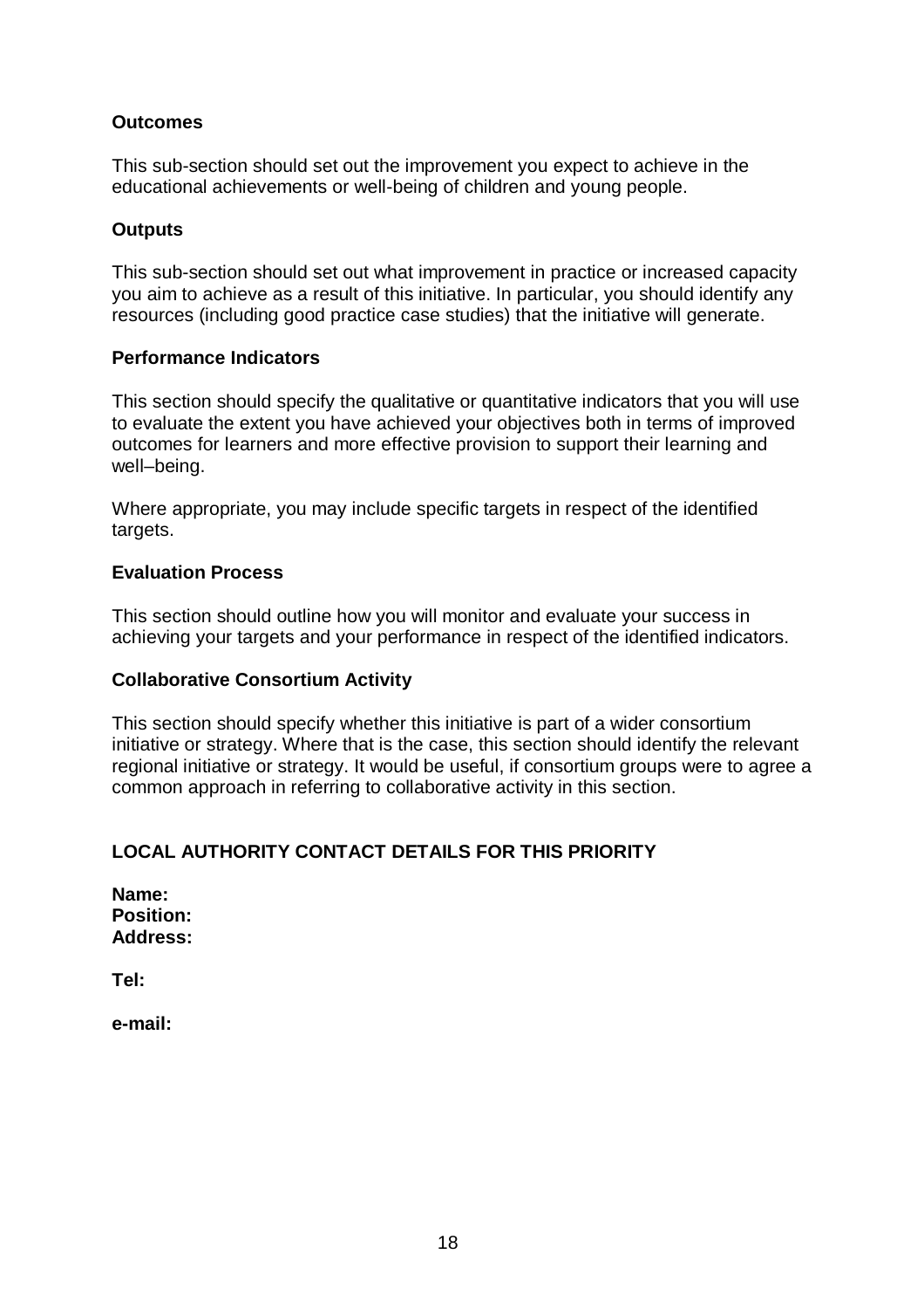**Outcomes**

This sub-section should set out the improvement you expect to achieve in the educational achievements or well-being of children and young people.

**Outputs**

This sub-section should set out what improvement in practice or increased capacity you aim to achieve as a result of this initiative. In particular, you should identify any resources (including good practice case studies) that the initiative will generate.

**Performance Indicators**

This section should specify the qualitative or quantitative indicators that you will use to evaluate the extent you have achieved your objectives both in terms of improved outcomes for learners and more effective provision to support their learning and well–being.

Where appropriate, you may include specific targets in respect of the identified targets.

**Evaluation Process**

This section should outline how you will monitor and evaluate your success in achieving your targets and your performance in respect of the identified indicators.

**Collaborative Consortium Activity**

This section should specify whether this initiative is part of a wider consortium initiative or strategy. Where that is the case, this section should identify the relevant regional initiative or strategy. It would be useful, if consortium groups were to agree a common approach in referring to collaborative activity in this section.

**LOCAL AUTHORITY CONTACT DETAILS FOR THIS PRIORITY**

**Name:**
**Position:**
**Address:**

**Tel:**

**e-mail:**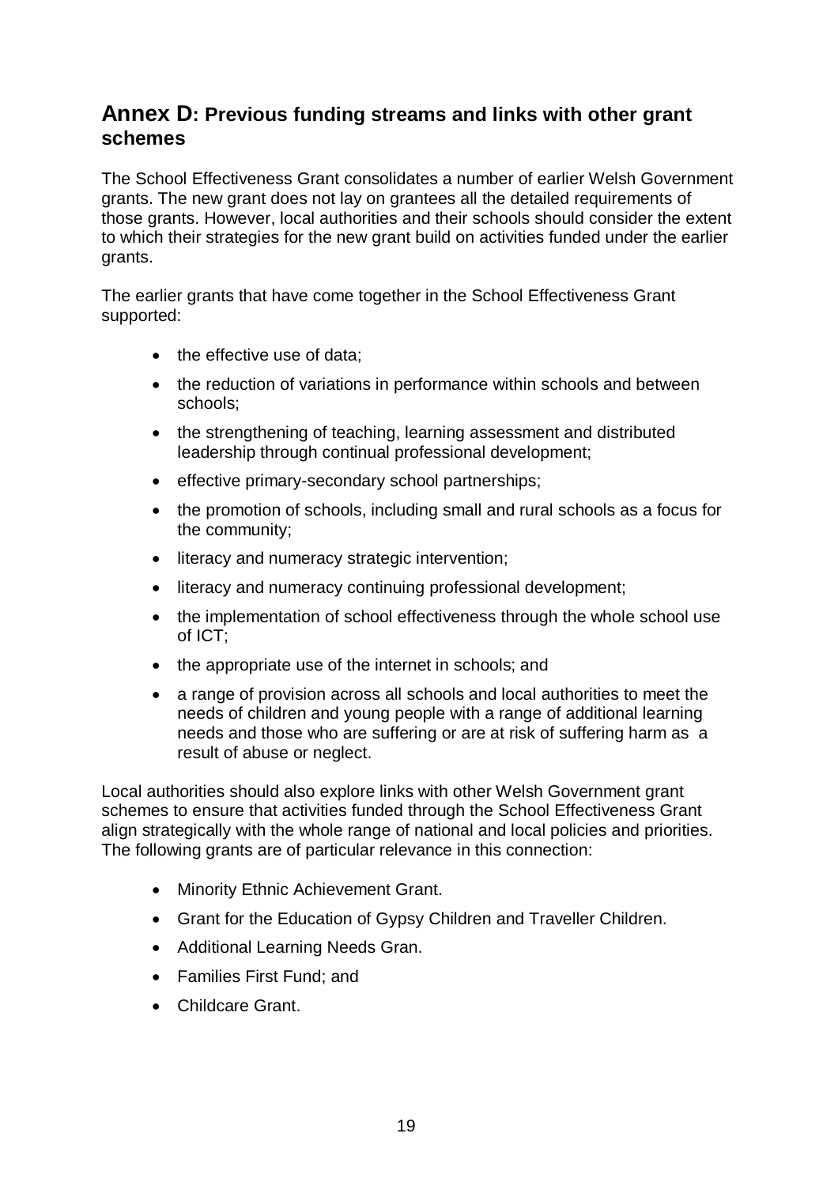## Annex D: Previous funding streams and links with other grant schemes

The School Effectiveness Grant consolidates a number of earlier Welsh Government grants. The new grant does not lay on grantees all the detailed requirements of those grants. However, local authorities and their schools should consider the extent to which their strategies for the new grant build on activities funded under the earlier grants.

The earlier grants that have come together in the School Effectiveness Grant supported:

- the effective use of data;
- the reduction of variations in performance within schools and between schools;
- the strengthening of teaching, learning assessment and distributed leadership through continual professional development;
- effective primary-secondary school partnerships;
- the promotion of schools, including small and rural schools as a focus for the community;
- literacy and numeracy strategic intervention;
- literacy and numeracy continuing professional development;
- the implementation of school effectiveness through the whole school use of ICT;
- the appropriate use of the internet in schools; and
- a range of provision across all schools and local authorities to meet the needs of children and young people with a range of additional learning needs and those who are suffering or are at risk of suffering harm as a result of abuse or neglect.

Local authorities should also explore links with other Welsh Government grant schemes to ensure that activities funded through the School Effectiveness Grant align strategically with the whole range of national and local policies and priorities. The following grants are of particular relevance in this connection:

- Minority Ethnic Achievement Grant.
- Grant for the Education of Gypsy Children and Traveller Children.
- Additional Learning Needs Gran.
- Families First Fund; and
- Childcare Grant.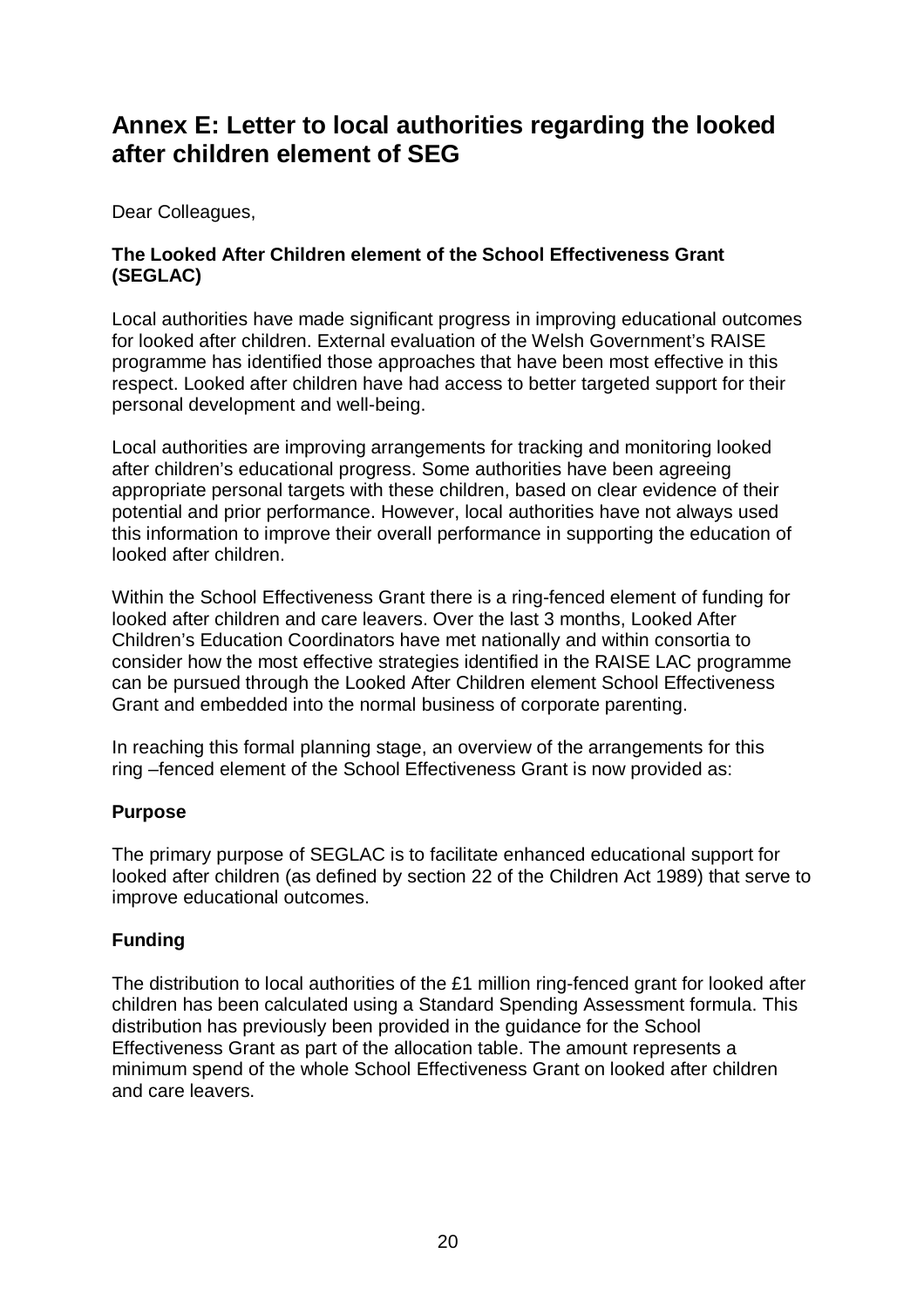## Annex E: Letter to local authorities regarding the looked after children element of SEG

Dear Colleagues,

**The Looked After Children element of the School Effectiveness Grant (SEGLAC)**

Local authorities have made significant progress in improving educational outcomes for looked after children. External evaluation of the Welsh Government's RAISE programme has identified those approaches that have been most effective in this respect. Looked after children have had access to better targeted support for their personal development and well-being.

Local authorities are improving arrangements for tracking and monitoring looked after children's educational progress. Some authorities have been agreeing appropriate personal targets with these children, based on clear evidence of their potential and prior performance. However, local authorities have not always used this information to improve their overall performance in supporting the education of looked after children.

Within the School Effectiveness Grant there is a ring-fenced element of funding for looked after children and care leavers. Over the last 3 months, Looked After Children's Education Coordinators have met nationally and within consortia to consider how the most effective strategies identified in the RAISE LAC programme can be pursued through the Looked After Children element School Effectiveness Grant and embedded into the normal business of corporate parenting.

In reaching this formal planning stage, an overview of the arrangements for this ring –fenced element of the School Effectiveness Grant is now provided as:

**Purpose**

The primary purpose of SEGLAC is to facilitate enhanced educational support for looked after children (as defined by section 22 of the Children Act 1989) that serve to improve educational outcomes.

**Funding**

The distribution to local authorities of the £1 million ring-fenced grant for looked after children has been calculated using a Standard Spending Assessment formula. This distribution has previously been provided in the guidance for the School Effectiveness Grant as part of the allocation table. The amount represents a minimum spend of the whole School Effectiveness Grant on looked after children and care leavers.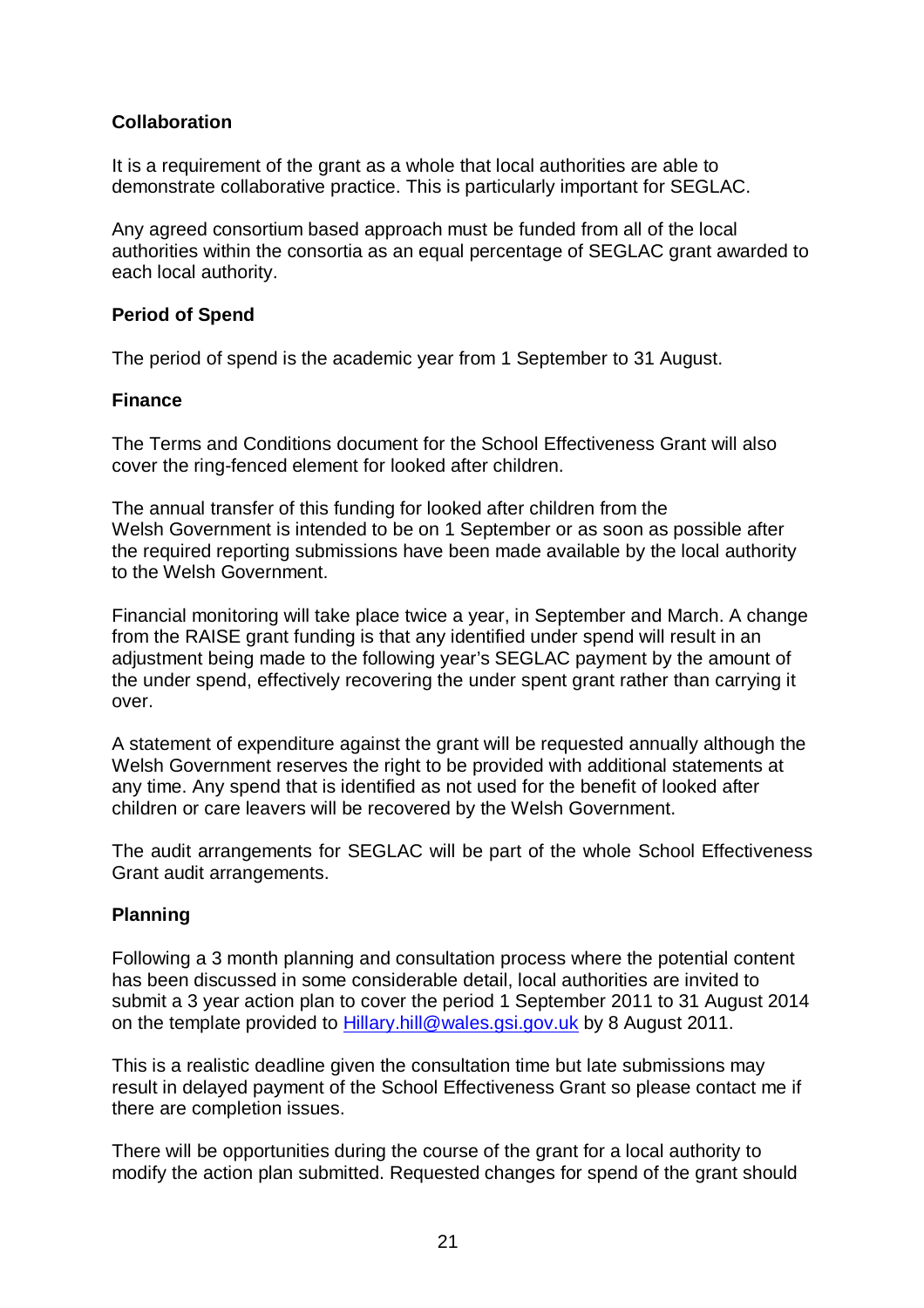**Collaboration**

It is a requirement of the grant as a whole that local authorities are able to demonstrate collaborative practice. This is particularly important for SEGLAC.

Any agreed consortium based approach must be funded from all of the local authorities within the consortia as an equal percentage of SEGLAC grant awarded to each local authority.

**Period of Spend**

The period of spend is the academic year from 1 September to 31 August.

**Finance**

The Terms and Conditions document for the School Effectiveness Grant will also cover the ring-fenced element for looked after children.

The annual transfer of this funding for looked after children from the Welsh Government is intended to be on 1 September or as soon as possible after the required reporting submissions have been made available by the local authority to the Welsh Government.

Financial monitoring will take place twice a year, in September and March. A change from the RAISE grant funding is that any identified under spend will result in an adjustment being made to the following year's SEGLAC payment by the amount of the under spend, effectively recovering the under spent grant rather than carrying it over.

A statement of expenditure against the grant will be requested annually although the Welsh Government reserves the right to be provided with additional statements at any time. Any spend that is identified as not used for the benefit of looked after children or care leavers will be recovered by the Welsh Government.

The audit arrangements for SEGLAC will be part of the whole School Effectiveness Grant audit arrangements.

**Planning**

Following a 3 month planning and consultation process where the potential content has been discussed in some considerable detail, local authorities are invited to submit a 3 year action plan to cover the period 1 September 2011 to 31 August 2014 on the template provided to [Hillary.hill@wales.gsi.gov.uk](mailto:Hillary.hill@wales.gsi.gov.uk) by 8 August 2011.

This is a realistic deadline given the consultation time but late submissions may result in delayed payment of the School Effectiveness Grant so please contact me if there are completion issues.

There will be opportunities during the course of the grant for a local authority to modify the action plan submitted. Requested changes for spend of the grant should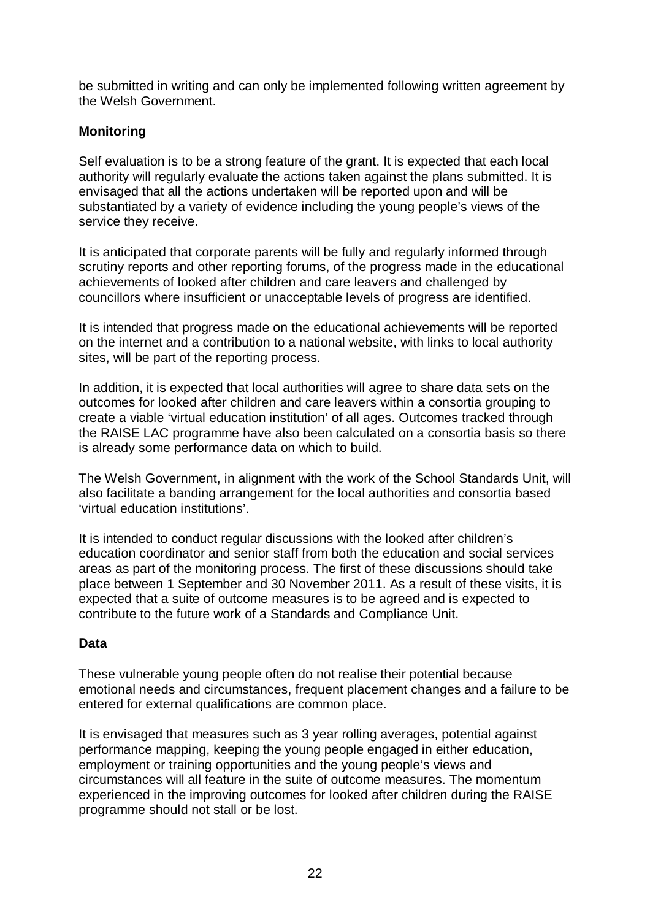be submitted in writing and can only be implemented following written agreement by the Welsh Government.

**Monitoring**

Self evaluation is to be a strong feature of the grant. It is expected that each local authority will regularly evaluate the actions taken against the plans submitted. It is envisaged that all the actions undertaken will be reported upon and will be substantiated by a variety of evidence including the young people's views of the service they receive.

It is anticipated that corporate parents will be fully and regularly informed through scrutiny reports and other reporting forums, of the progress made in the educational achievements of looked after children and care leavers and challenged by councillors where insufficient or unacceptable levels of progress are identified.

It is intended that progress made on the educational achievements will be reported on the internet and a contribution to a national website, with links to local authority sites, will be part of the reporting process.

In addition, it is expected that local authorities will agree to share data sets on the outcomes for looked after children and care leavers within a consortia grouping to create a viable 'virtual education institution' of all ages. Outcomes tracked through the RAISE LAC programme have also been calculated on a consortia basis so there is already some performance data on which to build.

The Welsh Government, in alignment with the work of the School Standards Unit, will also facilitate a banding arrangement for the local authorities and consortia based 'virtual education institutions'.

It is intended to conduct regular discussions with the looked after children's education coordinator and senior staff from both the education and social services areas as part of the monitoring process. The first of these discussions should take place between 1 September and 30 November 2011. As a result of these visits, it is expected that a suite of outcome measures is to be agreed and is expected to contribute to the future work of a Standards and Compliance Unit.

**Data**

These vulnerable young people often do not realise their potential because emotional needs and circumstances, frequent placement changes and a failure to be entered for external qualifications are common place.

It is envisaged that measures such as 3 year rolling averages, potential against performance mapping, keeping the young people engaged in either education, employment or training opportunities and the young people's views and circumstances will all feature in the suite of outcome measures. The momentum experienced in the improving outcomes for looked after children during the RAISE programme should not stall or be lost.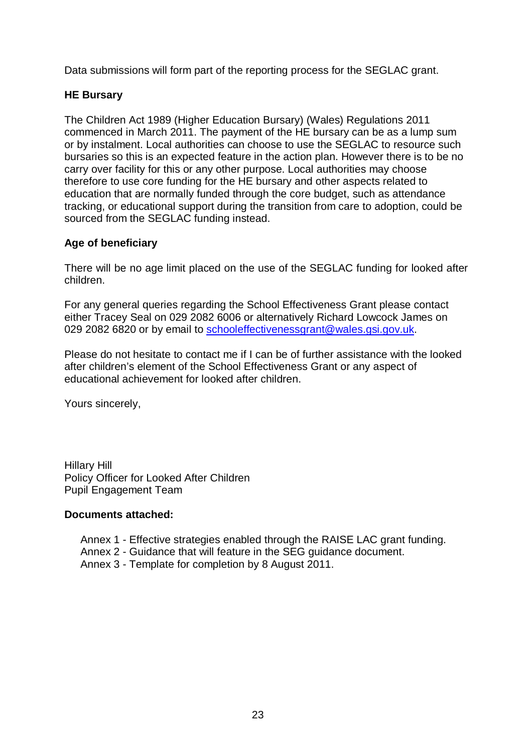Data submissions will form part of the reporting process for the SEGLAC grant.

**HE Bursary**

The Children Act 1989 (Higher Education Bursary) (Wales) Regulations 2011 commenced in March 2011. The payment of the HE bursary can be as a lump sum or by instalment. Local authorities can choose to use the SEGLAC to resource such bursaries so this is an expected feature in the action plan. However there is to be no carry over facility for this or any other purpose. Local authorities may choose therefore to use core funding for the HE bursary and other aspects related to education that are normally funded through the core budget, such as attendance tracking, or educational support during the transition from care to adoption, could be sourced from the SEGLAC funding instead.

**Age of beneficiary**

There will be no age limit placed on the use of the SEGLAC funding for looked after children.

For any general queries regarding the School Effectiveness Grant please contact either Tracey Seal on 029 2082 6006 or alternatively Richard Lowcock James on 029 2082 6820 or by email to schooleffectivenessgrant@wales.gsi.gov.uk.

Please do not hesitate to contact me if I can be of further assistance with the looked after children's element of the School Effectiveness Grant or any aspect of educational achievement for looked after children.

Yours sincerely,

Hillary Hill
Policy Officer for Looked After Children
Pupil Engagement Team

**Documents attached:**

Annex 1 - Effective strategies enabled through the RAISE LAC grant funding.
Annex 2 - Guidance that will feature in the SEG guidance document.
Annex 3 - Template for completion by 8 August 2011.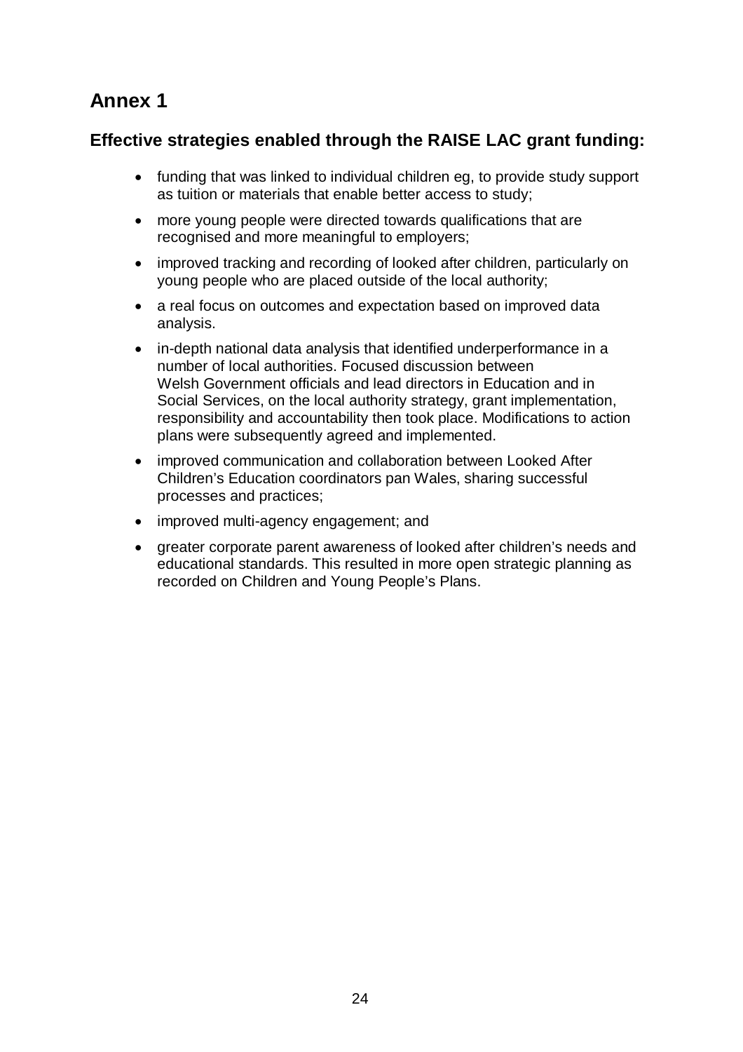# Annex 1

## Effective strategies enabled through the RAISE LAC grant funding:

- funding that was linked to individual children eg, to provide study support as tuition or materials that enable better access to study;
- more young people were directed towards qualifications that are recognised and more meaningful to employers;
- improved tracking and recording of looked after children, particularly on young people who are placed outside of the local authority;
- a real focus on outcomes and expectation based on improved data analysis.
- in-depth national data analysis that identified underperformance in a number of local authorities. Focused discussion between Welsh Government officials and lead directors in Education and in Social Services, on the local authority strategy, grant implementation, responsibility and accountability then took place. Modifications to action plans were subsequently agreed and implemented.
- improved communication and collaboration between Looked After Children's Education coordinators pan Wales, sharing successful processes and practices;
- improved multi-agency engagement; and
- greater corporate parent awareness of looked after children's needs and educational standards. This resulted in more open strategic planning as recorded on Children and Young People's Plans.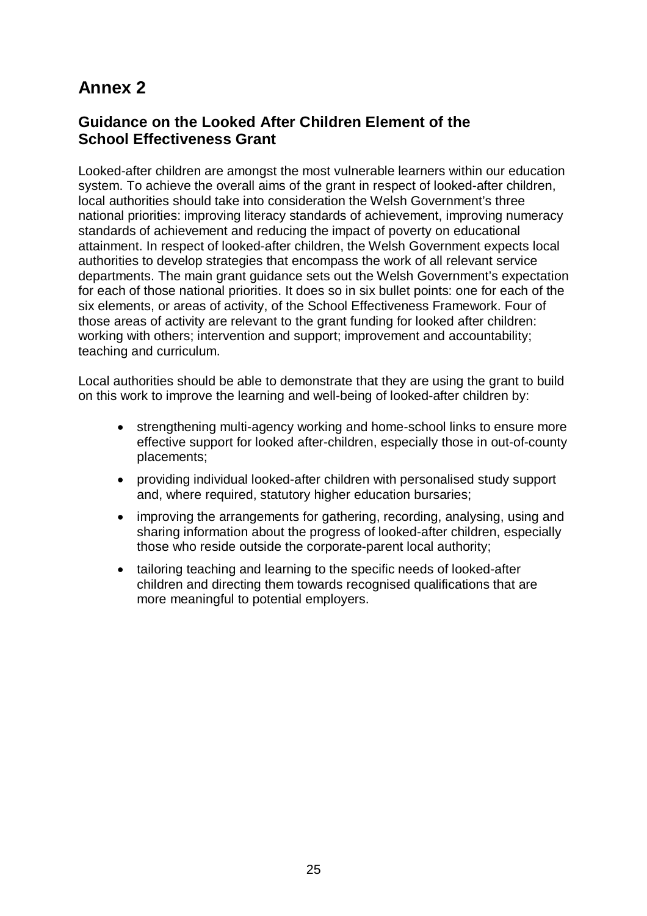# Annex 2

## Guidance on the Looked After Children Element of the School Effectiveness Grant

Looked-after children are amongst the most vulnerable learners within our education system. To achieve the overall aims of the grant in respect of looked-after children, local authorities should take into consideration the Welsh Government's three national priorities: improving literacy standards of achievement, improving numeracy standards of achievement and reducing the impact of poverty on educational attainment. In respect of looked-after children, the Welsh Government expects local authorities to develop strategies that encompass the work of all relevant service departments. The main grant guidance sets out the Welsh Government's expectation for each of those national priorities. It does so in six bullet points: one for each of the six elements, or areas of activity, of the School Effectiveness Framework. Four of those areas of activity are relevant to the grant funding for looked after children: working with others; intervention and support; improvement and accountability; teaching and curriculum.

Local authorities should be able to demonstrate that they are using the grant to build on this work to improve the learning and well-being of looked-after children by:

- strengthening multi-agency working and home-school links to ensure more effective support for looked after-children, especially those in out-of-county placements;
- providing individual looked-after children with personalised study support and, where required, statutory higher education bursaries;
- improving the arrangements for gathering, recording, analysing, using and sharing information about the progress of looked-after children, especially those who reside outside the corporate-parent local authority;
- tailoring teaching and learning to the specific needs of looked-after children and directing them towards recognised qualifications that are more meaningful to potential employers.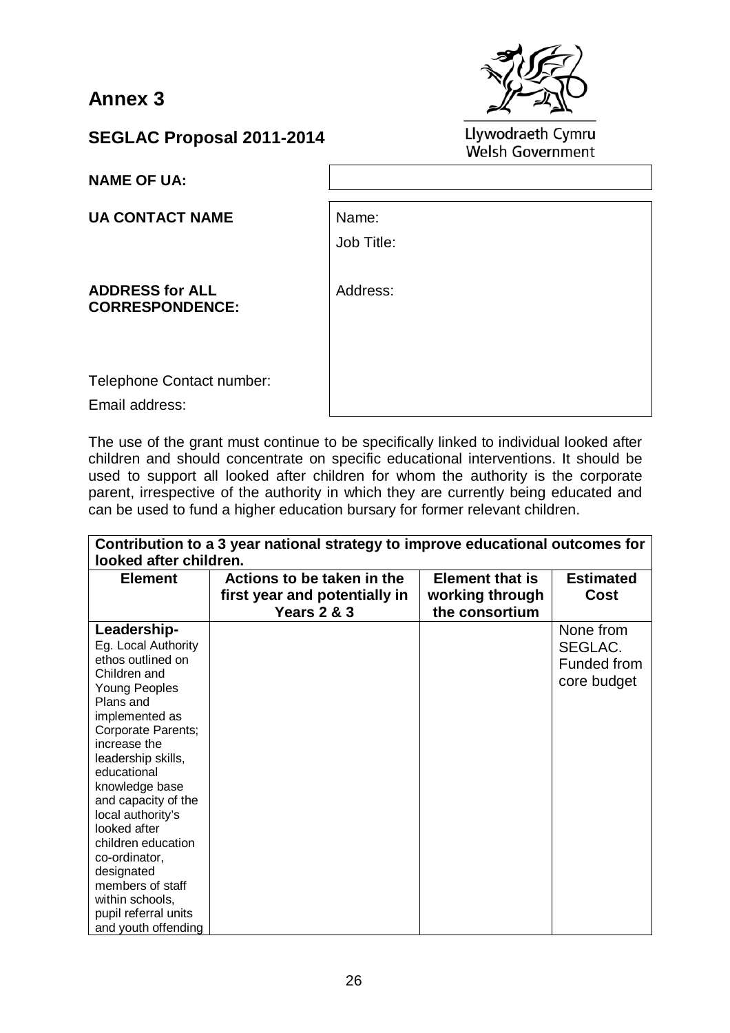# Annex 3

## SEGLAC Proposal 2011-2014

Llywodraeth Cymru
Welsh Government

| | |
|---|---|
| **NAME OF UA:** | |
| **UA CONTACT NAME** | Name: <br> Job Title: |
| **ADDRESS for ALL CORRESPONDENCE:** | Address: |
| Telephone Contact number: | |
| Email address: | |

The use of the grant must continue to be specifically linked to individual looked after children and should concentrate on specific educational interventions. It should be used to support all looked after children for whom the authority is the corporate parent, irrespective of the authority in which they are currently being educated and can be used to fund a higher education bursary for former relevant children.

| **Contribution to a 3 year national strategy to improve educational outcomes for looked after children.** | | | |
|---|---|---|---|
| **Element** | **Actions to be taken in the first year and potentially in Years 2 & 3** | **Element that is working through the consortium** | **Estimated Cost** |
| **Leadership-** Eg. Local Authority ethos outlined on Children and Young Peoples Plans and implemented as Corporate Parents; increase the leadership skills, educational knowledge base and capacity of the local authority's looked after children education co-ordinator, designated members of staff within schools, pupil referral units and youth offending | | | None from SEGLAC. Funded from core budget |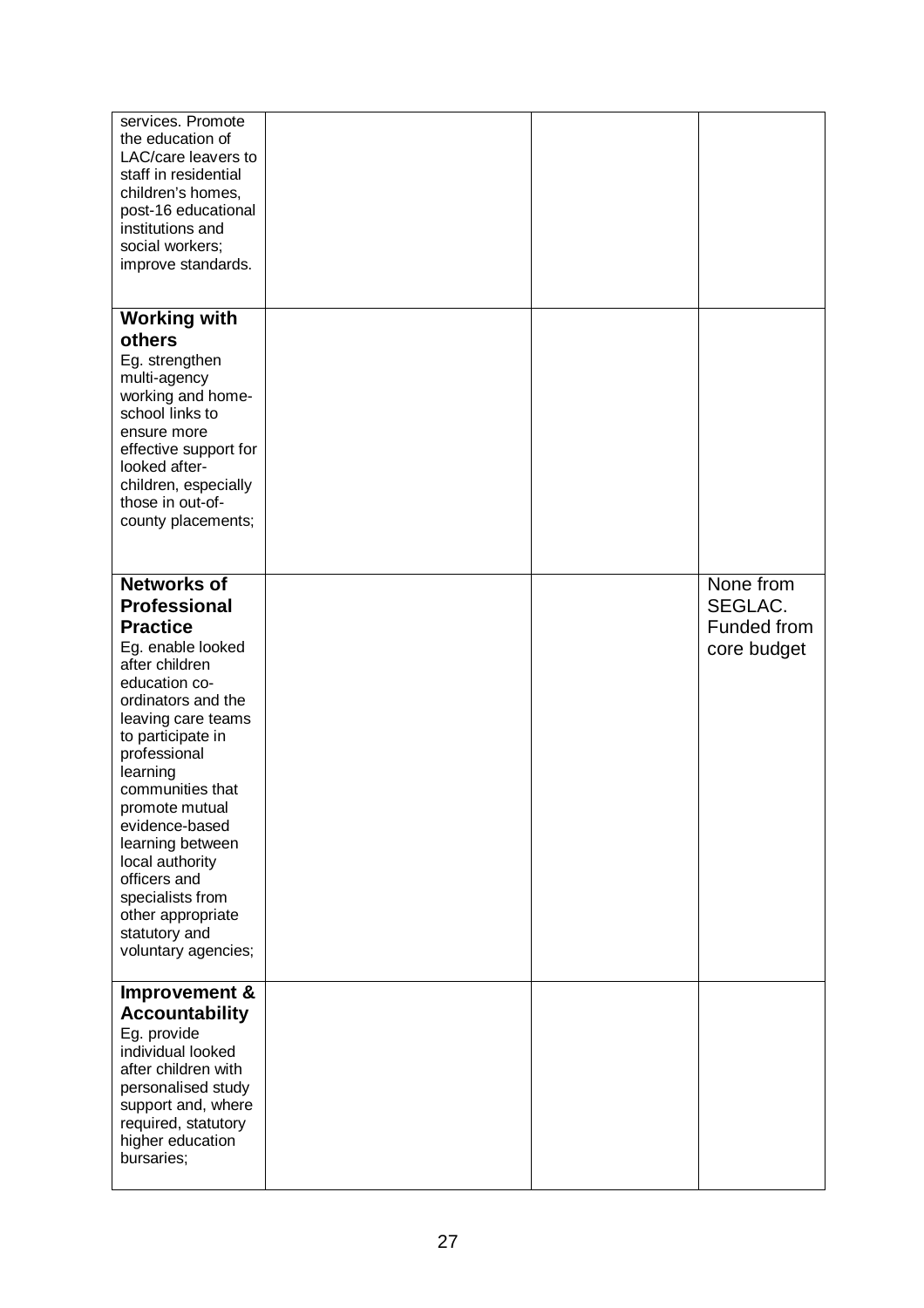| | | | |
|---|---|---|---|
| services. Promote the education of LAC/care leavers to staff in residential children's homes, post-16 educational institutions and social workers; improve standards. | | | |
| **Working with others** Eg. strengthen multi-agency working and home-school links to ensure more effective support for looked after-children, especially those in out-of-county placements; | | | |
| **Networks of Professional Practice** Eg. enable looked after children education co-ordinators and the leaving care teams to participate in professional learning communities that promote mutual evidence-based learning between local authority officers and specialists from other appropriate statutory and voluntary agencies; | | | None from SEGLAC. Funded from core budget |
| **Improvement & Accountability** Eg. provide individual looked after children with personalised study support and, where required, statutory higher education bursaries; | | | |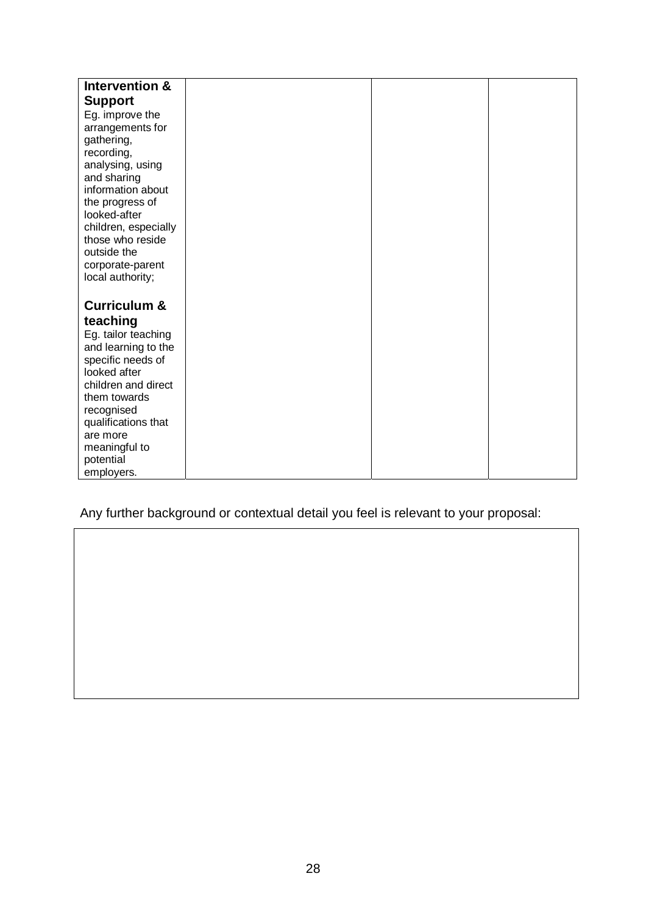| | | | |
|---|---|---|---|
| **Intervention & Support**<br>Eg. improve the arrangements for gathering, recording, analysing, using and sharing information about the progress of looked-after children, especially those who reside outside the corporate-parent local authority;<br><br>**Curriculum & teaching**<br>Eg. tailor teaching and learning to the specific needs of looked after children and direct them towards recognised qualifications that are more meaningful to potential employers. | | | |

Any further background or contextual detail you feel is relevant to your proposal:

| |
|---|
| |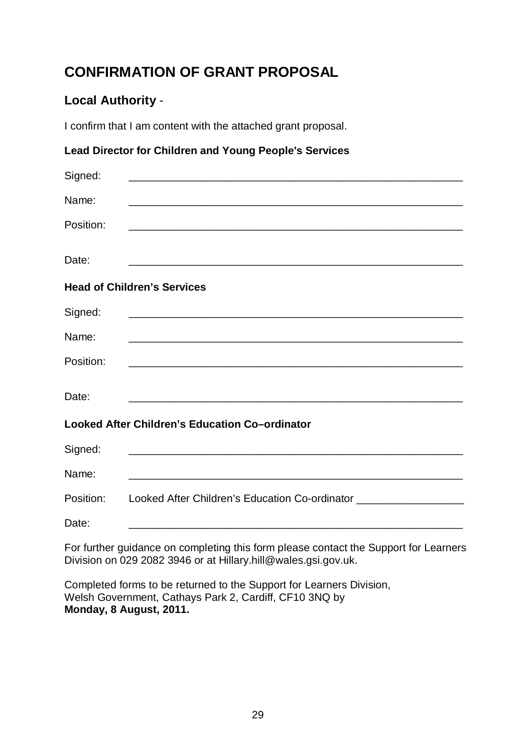# CONFIRMATION OF GRANT PROPOSAL

## Local Authority -

I confirm that I am content with the attached grant proposal.

**Lead Director for Children and Young People's Services**

Signed: ____________________________________________________________

Name: ____________________________________________________________

Position: ____________________________________________________________

Date: ____________________________________________________________

**Head of Children's Services**

Signed: ____________________________________________________________

Name: ____________________________________________________________

Position: ____________________________________________________________

Date: ____________________________________________________________

**Looked After Children's Education Co–ordinator**

Signed: ____________________________________________________________

Name: ____________________________________________________________

Position: Looked After Children's Education Co-ordinator __________________

Date: ____________________________________________________________

For further guidance on completing this form please contact the Support for Learners Division on 029 2082 3946 or at Hillary.hill@wales.gsi.gov.uk.

Completed forms to be returned to the Support for Learners Division, Welsh Government, Cathays Park 2, Cardiff, CF10 3NQ by **Monday, 8 August, 2011.**